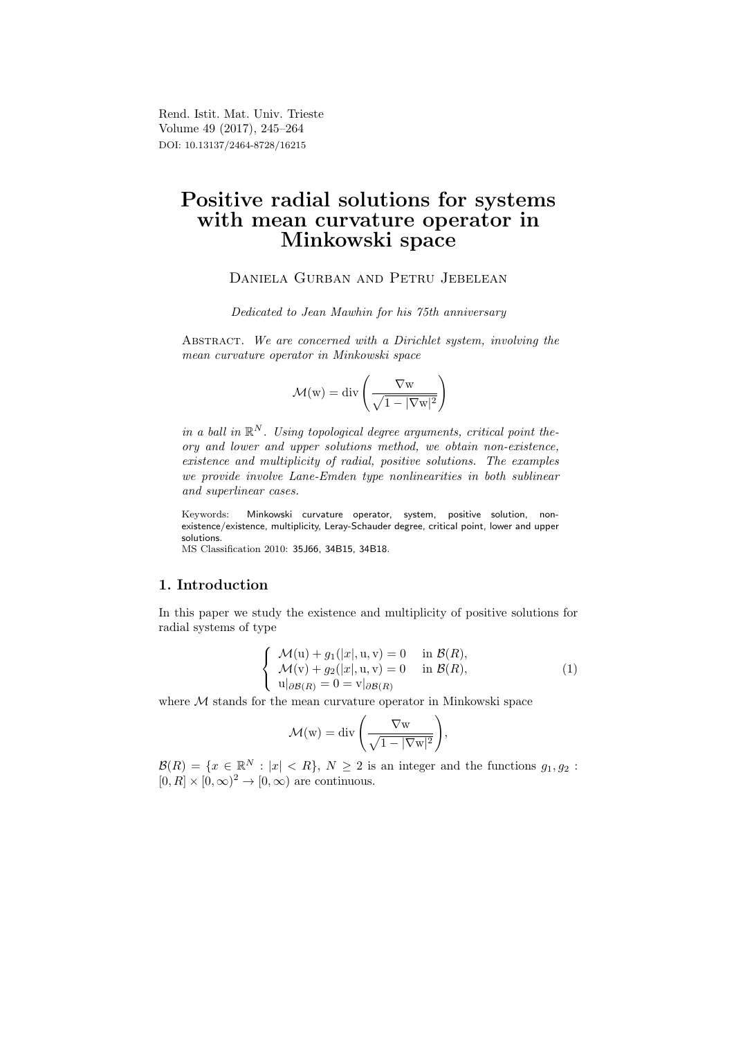# Positive radial solutions for systems with mean curvature operator in Minkowski space

Daniela Gurban and Petru Jebelean

*Dedicated to Jean Mawhin for his 75th anniversary*

Abstract. *We are concerned with a Dirichlet system, involving the mean curvature operator in Minkowski space*

$$\mathcal{M}(\mathrm{w}) = \operatorname{div}\left(\frac{\nabla \mathrm{w}}{\sqrt{1 - |\nabla \mathrm{w}|^2}}\right)$$

*in a ball in $\mathbb{R}^N$. Using topological degree arguments, critical point theory and lower and upper solutions method, we obtain non-existence, existence and multiplicity of radial, positive solutions. The examples we provide involve Lane-Emden type nonlinearities in both sublinear and superlinear cases.*

Keywords: Minkowski curvature operator, system, positive solution, non-existence/existence, multiplicity, Leray-Schauder degree, critical point, lower and upper solutions.

MS Classification 2010: 35J66, 34B15, 34B18.

## 1. Introduction

In this paper we study the existence and multiplicity of positive solutions for radial systems of type

$$\begin{cases} \mathcal{M}(\mathrm{u}) + g_1(|x|, \mathrm{u}, \mathrm{v}) = 0 & \text{in } \mathcal{B}(R), \\ \mathcal{M}(\mathrm{v}) + g_2(|x|, \mathrm{u}, \mathrm{v}) = 0 & \text{in } \mathcal{B}(R), \\ \mathrm{u}|_{\partial \mathcal{B}(R)} = 0 = \mathrm{v}|_{\partial \mathcal{B}(R)} \end{cases} \tag{1}$$

where $\mathcal{M}$ stands for the mean curvature operator in Minkowski space

$$\mathcal{M}(\mathrm{w}) = \operatorname{div}\left(\frac{\nabla \mathrm{w}}{\sqrt{1 - |\nabla \mathrm{w}|^2}}\right),$$

$\mathcal{B}(R) = \{x \in \mathbb{R}^N : |x| < R\}$, $N \geq 2$ is an integer and the functions $g_1, g_2 : [0, R] \times [0, \infty)^2 \to [0, \infty)$ are continuous.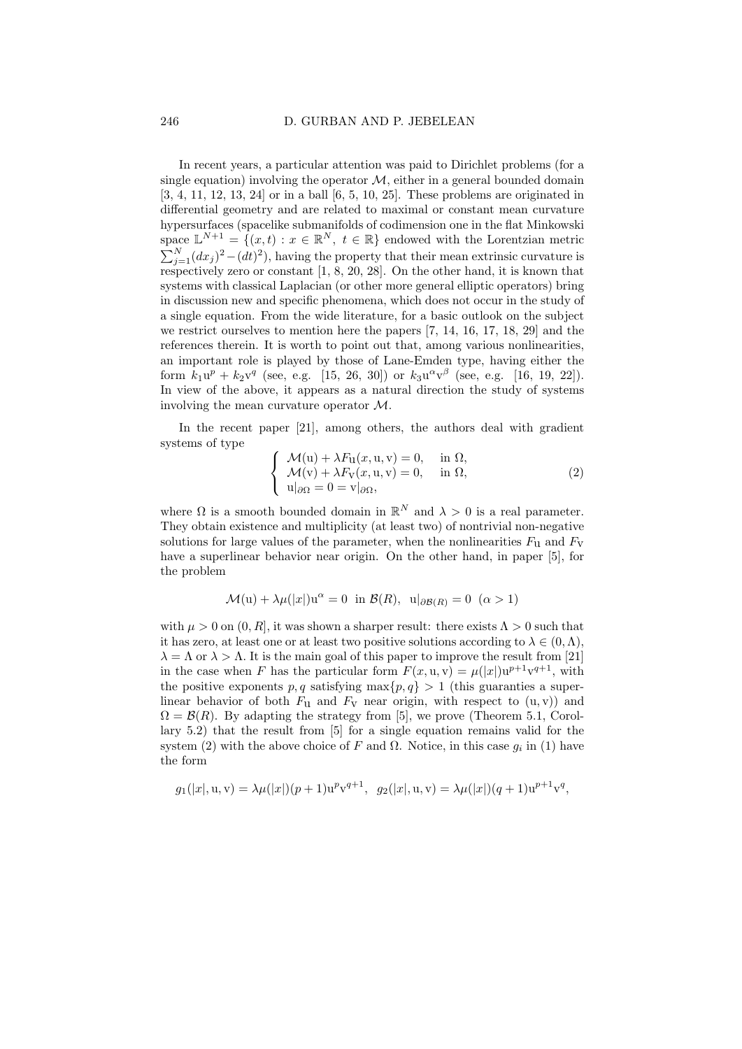In recent years, a particular attention was paid to Dirichlet problems (for a single equation) involving the operator $\mathcal{M}$, either in a general bounded domain [3, 4, 11, 12, 13, 24] or in a ball [6, 5, 10, 25]. These problems are originated in differential geometry and are related to maximal or constant mean curvature hypersurfaces (spacelike submanifolds of codimension one in the flat Minkowski space $\mathbb{L}^{N+1} = \{(x,t) : x \in \mathbb{R}^N,\ t \in \mathbb{R}\}$ endowed with the Lorentzian metric $\sum_{j=1}^N (dx_j)^2 - (dt)^2$), having the property that their mean extrinsic curvature is respectively zero or constant [1, 8, 20, 28]. On the other hand, it is known that systems with classical Laplacian (or other more general elliptic operators) bring in discussion new and specific phenomena, which does not occur in the study of a single equation. From the wide literature, for a basic outlook on the subject we restrict ourselves to mention here the papers [7, 14, 16, 17, 18, 29] and the references therein. It is worth to point out that, among various nonlinearities, an important role is played by those of Lane-Emden type, having either the form $k_1\mathrm{u}^p + k_2\mathrm{v}^q$ (see, e.g. [15, 26, 30]) or $k_3\mathrm{u}^\alpha\mathrm{v}^\beta$ (see, e.g. [16, 19, 22]). In view of the above, it appears as a natural direction the study of systems involving the mean curvature operator $\mathcal{M}$.

In the recent paper [21], among others, the authors deal with gradient systems of type

$$\begin{cases} \mathcal{M}(\mathrm{u}) + \lambda F_{\mathrm{u}}(x,\mathrm{u},\mathrm{v}) = 0, & \text{in } \Omega, \\ \mathcal{M}(\mathrm{v}) + \lambda F_{\mathrm{v}}(x,\mathrm{u},\mathrm{v}) = 0, & \text{in } \Omega, \\ \mathrm{u}|_{\partial\Omega} = 0 = \mathrm{v}|_{\partial\Omega}, \end{cases} \tag{2}$$

where $\Omega$ is a smooth bounded domain in $\mathbb{R}^N$ and $\lambda > 0$ is a real parameter. They obtain existence and multiplicity (at least two) of nontrivial non-negative solutions for large values of the parameter, when the nonlinearities $F_{\mathrm{u}}$ and $F_{\mathrm{v}}$ have a superlinear behavior near origin. On the other hand, in paper [5], for the problem

$$\mathcal{M}(\mathrm{u}) + \lambda\mu(|x|)\mathrm{u}^\alpha = 0 \ \text{ in } \mathcal{B}(R), \ \ \mathrm{u}|_{\partial\mathcal{B}(R)} = 0 \ \ (\alpha > 1)$$

with $\mu > 0$ on $(0,R]$, it was shown a sharper result: there exists $\Lambda > 0$ such that it has zero, at least one or at least two positive solutions according to $\lambda \in (0,\Lambda)$, $\lambda = \Lambda$ or $\lambda > \Lambda$. It is the main goal of this paper to improve the result from [21] in the case when $F$ has the particular form $F(x,\mathrm{u},\mathrm{v}) = \mu(|x|)\mathrm{u}^{p+1}\mathrm{v}^{q+1}$, with the positive exponents $p, q$ satisfying $\max\{p,q\} > 1$ (this guaranties a superlinear behavior of both $F_{\mathrm{u}}$ and $F_{\mathrm{v}}$ near origin, with respect to $(\mathrm{u},\mathrm{v})$) and $\Omega = \mathcal{B}(R)$. By adapting the strategy from [5], we prove (Theorem 5.1, Corollary 5.2) that the result from [5] for a single equation remains valid for the system (2) with the above choice of $F$ and $\Omega$. Notice, in this case $g_i$ in (1) have the form

$$g_1(|x|,\mathrm{u},\mathrm{v}) = \lambda\mu(|x|)(p+1)\mathrm{u}^p\mathrm{v}^{q+1}, \ \ g_2(|x|,\mathrm{u},\mathrm{v}) = \lambda\mu(|x|)(q+1)\mathrm{u}^{p+1}\mathrm{v}^q,$$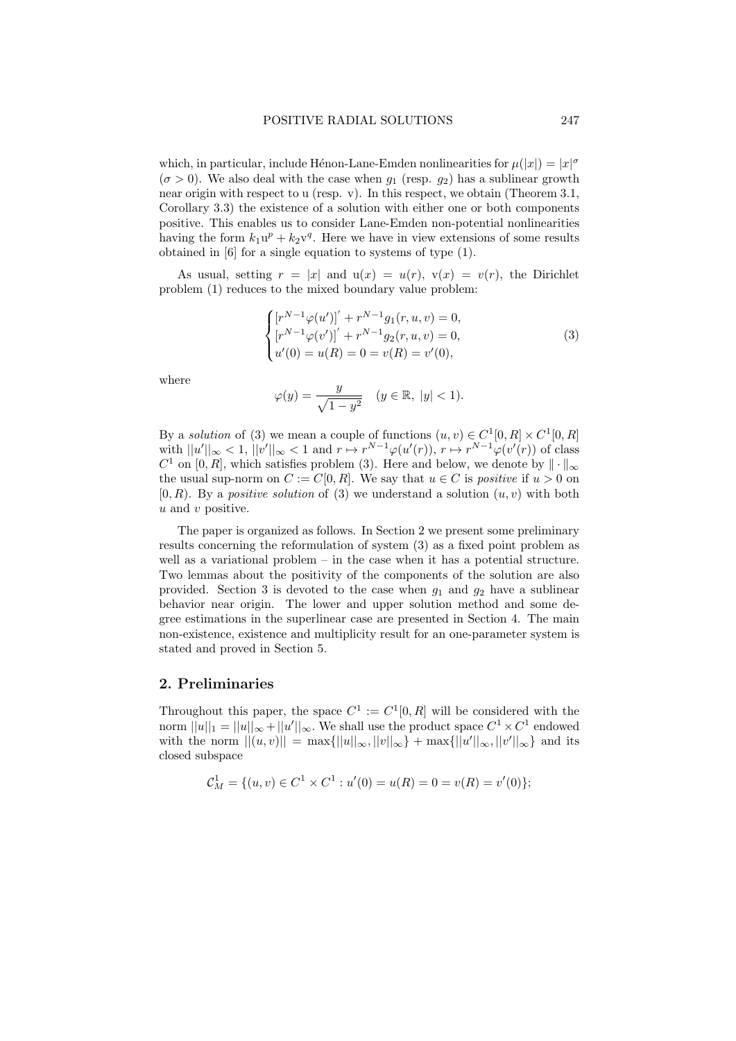which, in particular, include Hénon-Lane-Emden nonlinearities for $\mu(|x|) = |x|^\sigma$ ($\sigma > 0$). We also deal with the case when $g_1$ (resp. $g_2$) has a sublinear growth near origin with respect to u (resp. v). In this respect, we obtain (Theorem 3.1, Corollary 3.3) the existence of a solution with either one or both components positive. This enables us to consider Lane-Emden non-potential nonlinearities having the form $k_1 \mathrm{u}^p + k_2 \mathrm{v}^q$. Here we have in view extensions of some results obtained in [6] for a single equation to systems of type (1).

As usual, setting $r = |x|$ and $\mathrm{u}(x) = u(r)$, $\mathrm{v}(x) = v(r)$, the Dirichlet problem (1) reduces to the mixed boundary value problem:

$$
\begin{cases}
\left[r^{N-1}\varphi(u')\right]' + r^{N-1} g_1(r, u, v) = 0, \\
\left[r^{N-1}\varphi(v')\right]' + r^{N-1} g_2(r, u, v) = 0, \\
u'(0) = u(R) = 0 = v(R) = v'(0),
\end{cases}
\tag{3}
$$

where

$$
\varphi(y) = \frac{y}{\sqrt{1-y^2}} \quad (y \in \mathbb{R},\ |y| < 1).
$$

By a *solution* of (3) we mean a couple of functions $(u, v) \in C^1[0, R] \times C^1[0, R]$ with $||u'||_\infty < 1$, $||v'||_\infty < 1$ and $r \mapsto r^{N-1}\varphi(u'(r))$, $r \mapsto r^{N-1}\varphi(v'(r))$ of class $C^1$ on $[0, R]$, which satisfies problem (3). Here and below, we denote by $\| \cdot \|_\infty$ the usual sup-norm on $C := C[0, R]$. We say that $u \in C$ is *positive* if $u > 0$ on $[0, R)$. By a *positive solution* of (3) we understand a solution $(u, v)$ with both $u$ and $v$ positive.

The paper is organized as follows. In Section 2 we present some preliminary results concerning the reformulation of system (3) as a fixed point problem as well as a variational problem – in the case when it has a potential structure. Two lemmas about the positivity of the components of the solution are also provided. Section 3 is devoted to the case when $g_1$ and $g_2$ have a sublinear behavior near origin. The lower and upper solution method and some degree estimations in the superlinear case are presented in Section 4. The main non-existence, existence and multiplicity result for an one-parameter system is stated and proved in Section 5.

## 2. Preliminaries

Throughout this paper, the space $C^1 := C^1[0, R]$ will be considered with the norm $||u||_1 = ||u||_\infty + ||u'||_\infty$. We shall use the product space $C^1 \times C^1$ endowed with the norm $||(u, v)|| = \max\{||u||_\infty, ||v||_\infty\} + \max\{||u'||_\infty, ||v'||_\infty\}$ and its closed subspace

$$
\mathcal{C}^1_M = \{(u, v) \in C^1 \times C^1 : u'(0) = u(R) = 0 = v(R) = v'(0)\};
$$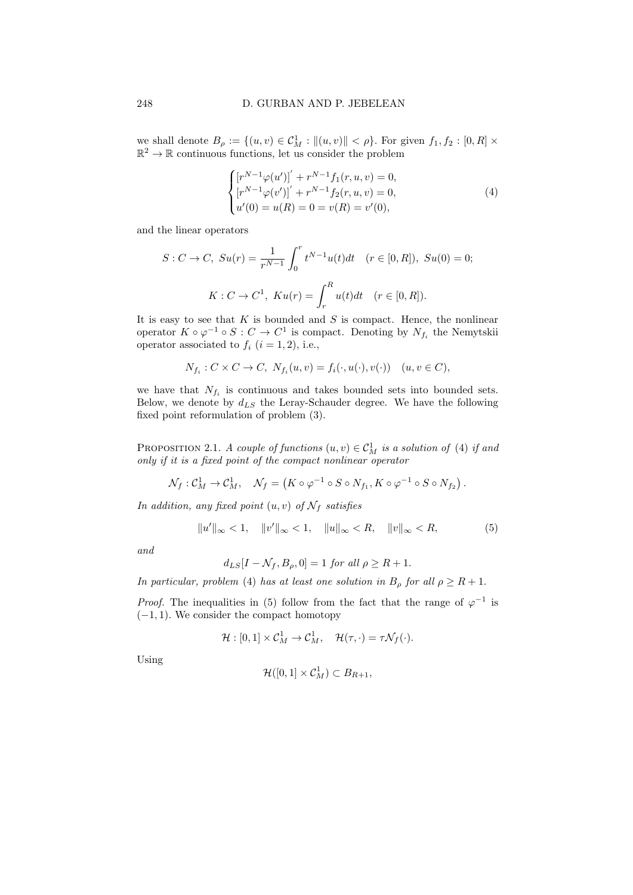we shall denote $B_\rho := \{(u,v) \in \mathcal{C}^1_M : \|(u,v)\| < \rho\}$. For given $f_1, f_2 : [0,R] \times \mathbb{R}^2 \to \mathbb{R}$ continuous functions, let us consider the problem

$$
\begin{cases}
\left[r^{N-1}\varphi(u')\right]' + r^{N-1} f_1(r,u,v) = 0, \\
\left[r^{N-1}\varphi(v')\right]' + r^{N-1} f_2(r,u,v) = 0, \\
u'(0) = u(R) = 0 = v(R) = v'(0),
\end{cases}
\tag{4}
$$

and the linear operators

$$
S : C \to C,\ Su(r) = \frac{1}{r^{N-1}} \int_0^r t^{N-1} u(t)dt \quad (r \in [0,R]),\ Su(0) = 0;
$$

$$
K : C \to C^1,\ Ku(r) = \int_r^R u(t)dt \quad (r \in [0,R]).
$$

It is easy to see that $K$ is bounded and $S$ is compact. Hence, the nonlinear operator $K \circ \varphi^{-1} \circ S : C \to C^1$ is compact. Denoting by $N_{f_i}$ the Nemytskii operator associated to $f_i$ $(i = 1,2)$, i.e.,

$$
N_{f_i} : C \times C \to C,\ N_{f_i}(u,v) = f_i(\cdot, u(\cdot), v(\cdot)) \quad (u, v \in C),
$$

we have that $N_{f_i}$ is continuous and takes bounded sets into bounded sets. Below, we denote by $d_{LS}$ the Leray-Schauder degree. We have the following fixed point reformulation of problem (3).

**Proposition 2.1.** *A couple of functions $(u,v) \in \mathcal{C}^1_M$ is a solution of (4) if and only if it is a fixed point of the compact nonlinear operator*

$$
\mathcal{N}_f : \mathcal{C}^1_M \to \mathcal{C}^1_M, \quad \mathcal{N}_f = \left(K \circ \varphi^{-1} \circ S \circ N_{f_1}, K \circ \varphi^{-1} \circ S \circ N_{f_2}\right).
$$

*In addition, any fixed point $(u,v)$ of $\mathcal{N}_f$ satisfies*

$$
\|u'\|_\infty < 1, \quad \|v'\|_\infty < 1, \quad \|u\|_\infty < R, \quad \|v\|_\infty < R,
\tag{5}
$$

*and*

$$
d_{LS}[I - \mathcal{N}_f, B_\rho, 0] = 1 \text{ for all } \rho \geq R+1.
$$

*In particular, problem (4) has at least one solution in $B_\rho$ for all $\rho \geq R+1$.*

*Proof.* The inequalities in (5) follow from the fact that the range of $\varphi^{-1}$ is $(-1,1)$. We consider the compact homotopy

$$
\mathcal{H} : [0,1] \times \mathcal{C}^1_M \to \mathcal{C}^1_M, \quad \mathcal{H}(\tau, \cdot) = \tau \mathcal{N}_f(\cdot).
$$

Using

$$
\mathcal{H}([0,1] \times \mathcal{C}^1_M) \subset B_{R+1},
$$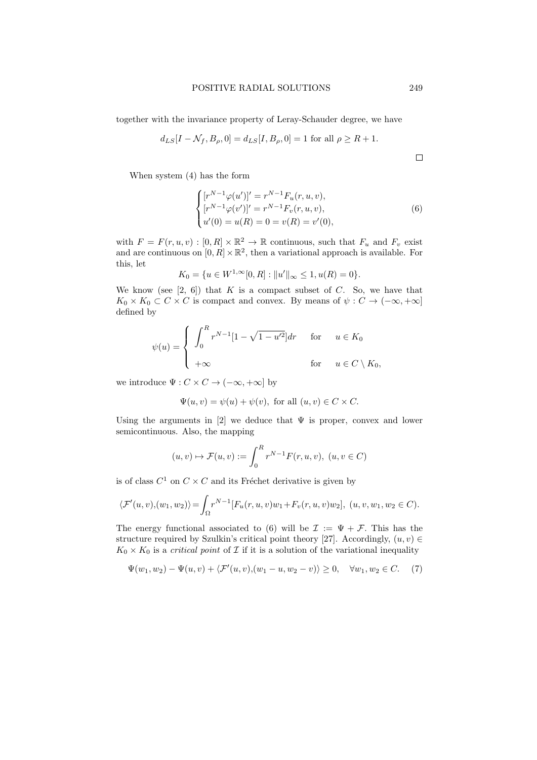together with the invariance property of Leray-Schauder degree, we have

$$d_{LS}[I - \mathcal{N}_f, B_\rho, 0] = d_{LS}[I, B_\rho, 0] = 1 \text{ for all } \rho \geq R + 1.$$

$\square$

When system (4) has the form

$$\begin{cases} [r^{N-1}\varphi(u')]' = r^{N-1}F_u(r,u,v), \\ [r^{N-1}\varphi(v')]' = r^{N-1}F_v(r,u,v), \\ u'(0) = u(R) = 0 = v(R) = v'(0), \end{cases} \tag{6}$$

with $F = F(r,u,v) : [0,R] \times \mathbb{R}^2 \to \mathbb{R}$ continuous, such that $F_u$ and $F_v$ exist and are continuous on $[0,R] \times \mathbb{R}^2$, then a variational approach is available. For this, let

$$K_0 = \{u \in W^{1,\infty}[0,R] : \|u'\|_\infty \leq 1, u(R) = 0\}.$$

We know (see [2, 6]) that $K$ is a compact subset of $C$. So, we have that $K_0 \times K_0 \subset C \times C$ is compact and convex. By means of $\psi : C \to (-\infty, +\infty]$ defined by

$$\psi(u) = \begin{cases} \displaystyle\int_0^R r^{N-1}[1 - \sqrt{1 - u'^2}]dr & \text{for} \quad u \in K_0 \\ +\infty & \text{for} \quad u \in C \setminus K_0, \end{cases}$$

we introduce $\Psi : C \times C \to (-\infty, +\infty]$ by

$$\Psi(u,v) = \psi(u) + \psi(v), \text{ for all } (u,v) \in C \times C.$$

Using the arguments in [2] we deduce that $\Psi$ is proper, convex and lower semicontinuous. Also, the mapping

$$(u,v) \mapsto \mathcal{F}(u,v) := \int_0^R r^{N-1}F(r,u,v), \ (u,v \in C)$$

is of class $C^1$ on $C \times C$ and its Fréchet derivative is given by

$$\langle \mathcal{F}'(u,v),(w_1,w_2)\rangle = \int_\Omega r^{N-1}[F_u(r,u,v)w_1 + F_v(r,u,v)w_2], \ (u,v,w_1,w_2 \in C).$$

The energy functional associated to (6) will be $\mathcal{I} := \Psi + \mathcal{F}$. This has the structure required by Szulkin's critical point theory [27]. Accordingly, $(u,v) \in K_0 \times K_0$ is a *critical point* of $\mathcal{I}$ if it is a solution of the variational inequality

$$\Psi(w_1,w_2) - \Psi(u,v) + \langle \mathcal{F}'(u,v),(w_1 - u, w_2 - v)\rangle \geq 0, \quad \forall w_1, w_2 \in C. \tag{7}$$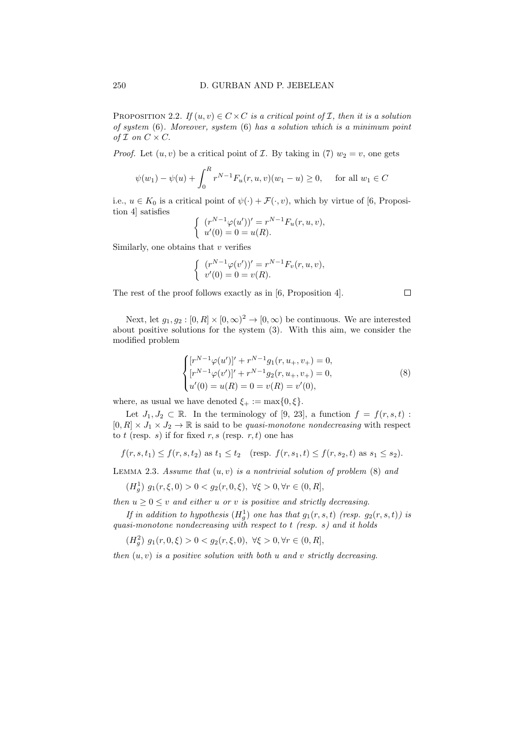Proposition 2.2. *If $(u, v) \in C \times C$ is a critical point of $\mathcal{I}$, then it is a solution of system* (6)*. Moreover, system* (6) *has a solution which is a minimum point of $\mathcal{I}$ on $C \times C$.*

*Proof.* Let $(u, v)$ be a critical point of $\mathcal{I}$. By taking in (7) $w_2 = v$, one gets

$$\psi(w_1) - \psi(u) + \int_0^R r^{N-1} F_u(r, u, v)(w_1 - u) \geq 0, \quad \text{for all } w_1 \in C$$

i.e., $u \in K_0$ is a critical point of $\psi(\cdot) + \mathcal{F}(\cdot, v)$, which by virtue of [6, Proposition 4] satisfies

$$\begin{cases} (r^{N-1}\varphi(u'))' = r^{N-1} F_u(r, u, v), \\ u'(0) = 0 = u(R). \end{cases}$$

Similarly, one obtains that $v$ verifies

$$\begin{cases} (r^{N-1}\varphi(v'))' = r^{N-1} F_v(r, u, v), \\ v'(0) = 0 = v(R). \end{cases}$$

The rest of the proof follows exactly as in [6, Proposition 4]. $\square$

Next, let $g_1, g_2 : [0, R] \times [0, \infty)^2 \to [0, \infty)$ be continuous. We are interested about positive solutions for the system (3). With this aim, we consider the modified problem

$$\begin{cases} [r^{N-1}\varphi(u')]' + r^{N-1} g_1(r, u_+, v_+) = 0, \\ [r^{N-1}\varphi(v')]' + r^{N-1} g_2(r, u_+, v_+) = 0, \\ u'(0) = u(R) = 0 = v(R) = v'(0), \end{cases} \tag{8}$$

where, as usual we have denoted $\xi_+ := \max\{0, \xi\}$.

Let $J_1, J_2 \subset \mathbb{R}$. In the terminology of [9, 23], a function $f = f(r, s, t) : [0, R] \times J_1 \times J_2 \to \mathbb{R}$ is said to be *quasi-monotone nondecreasing* with respect to $t$ (resp. $s$) if for fixed $r, s$ (resp. $r, t$) one has

$$f(r, s, t_1) \leq f(r, s, t_2) \text{ as } t_1 \leq t_2 \quad (\text{resp. } f(r, s_1, t) \leq f(r, s_2, t) \text{ as } s_1 \leq s_2).$$

Lemma 2.3. *Assume that $(u, v)$ is a nontrivial solution of problem* (8) *and*

$(H_g^1)$ $g_1(r, \xi, 0) > 0 < g_2(r, 0, \xi), \ \forall \xi > 0, \forall r \in (0, R]$,

*then $u \geq 0 \leq v$ and either $u$ or $v$ is positive and strictly decreasing.*

*If in addition to hypothesis $(H_g^1)$ one has that $g_1(r, s, t)$ (resp. $g_2(r, s, t)$) is quasi-monotone nondecreasing with respect to $t$ (resp. $s$) and it holds*

$(H_g^2)$ $g_1(r, 0, \xi) > 0 < g_2(r, \xi, 0), \ \forall \xi > 0, \forall r \in (0, R]$,

*then $(u, v)$ is a positive solution with both $u$ and $v$ strictly decreasing.*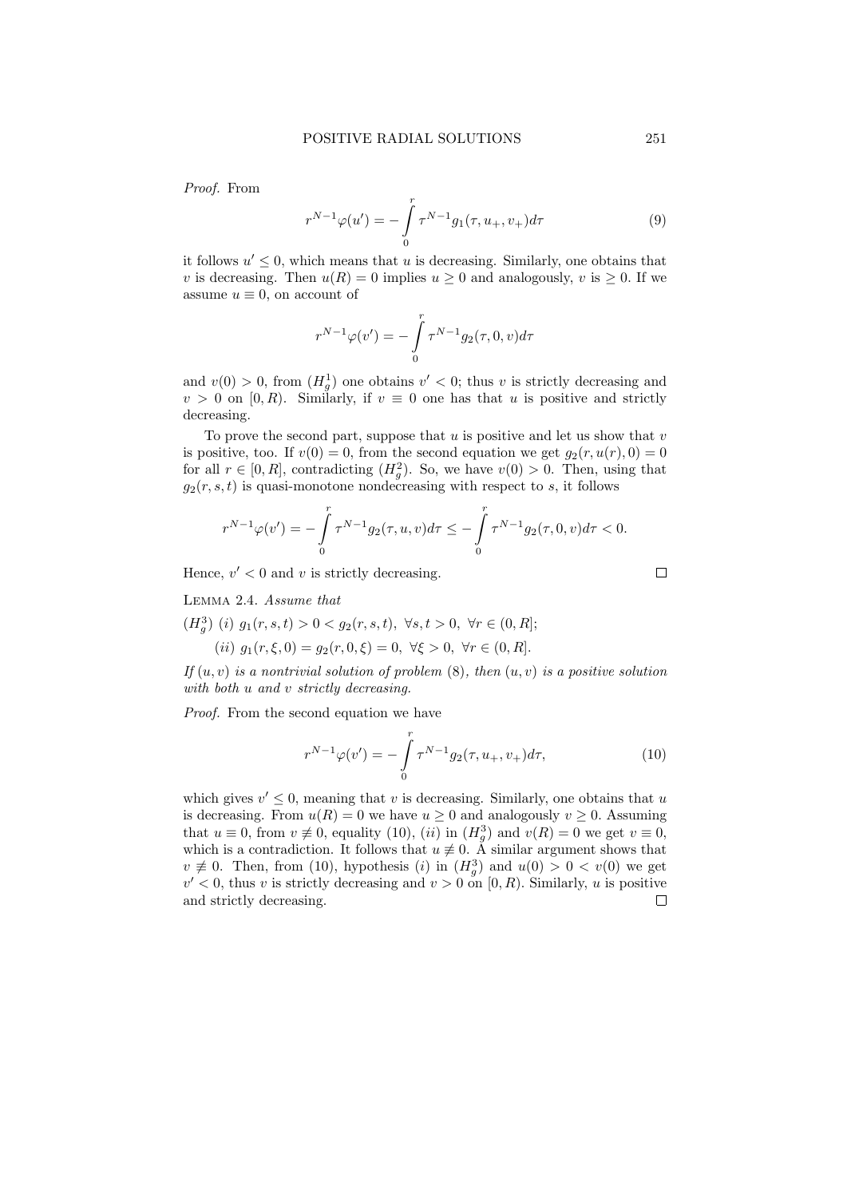*Proof.* From

$$r^{N-1}\varphi(u') = -\int_0^r \tau^{N-1} g_1(\tau, u_+, v_+) d\tau \tag{9}$$

it follows $u' \leq 0$, which means that $u$ is decreasing. Similarly, one obtains that $v$ is decreasing. Then $u(R) = 0$ implies $u \geq 0$ and analogously, $v$ is $\geq 0$. If we assume $u \equiv 0$, on account of

$$r^{N-1}\varphi(v') = -\int_0^r \tau^{N-1} g_2(\tau, 0, v) d\tau$$

and $v(0) > 0$, from $(H_g^1)$ one obtains $v' < 0$; thus $v$ is strictly decreasing and $v > 0$ on $[0, R)$. Similarly, if $v \equiv 0$ one has that $u$ is positive and strictly decreasing.

To prove the second part, suppose that $u$ is positive and let us show that $v$ is positive, too. If $v(0) = 0$, from the second equation we get $g_2(r, u(r), 0) = 0$ for all $r \in [0, R]$, contradicting $(H_g^2)$. So, we have $v(0) > 0$. Then, using that $g_2(r, s, t)$ is quasi-monotone nondecreasing with respect to $s$, it follows

$$r^{N-1}\varphi(v') = -\int_0^r \tau^{N-1} g_2(\tau, u, v) d\tau \leq -\int_0^r \tau^{N-1} g_2(\tau, 0, v) d\tau < 0.$$

Hence, $v' < 0$ and $v$ is strictly decreasing. □

LEMMA 2.4. *Assume that*

$(H_g^3)$ *(i)* $g_1(r, s, t) > 0 < g_2(r, s, t),\ \forall s, t > 0,\ \forall r \in (0, R]$;

*(ii)* $g_1(r, \xi, 0) = g_2(r, 0, \xi) = 0,\ \forall \xi > 0,\ \forall r \in (0, R]$.

*If $(u, v)$ is a nontrivial solution of problem (8), then $(u, v)$ is a positive solution with both $u$ and $v$ strictly decreasing.*

*Proof.* From the second equation we have

$$r^{N-1}\varphi(v') = -\int_0^r \tau^{N-1} g_2(\tau, u_+, v_+) d\tau, \tag{10}$$

which gives $v' \leq 0$, meaning that $v$ is decreasing. Similarly, one obtains that $u$ is decreasing. From $u(R) = 0$ we have $u \geq 0$ and analogously $v \geq 0$. Assuming that $u \equiv 0$, from $v \not\equiv 0$, equality (10), $(ii)$ in $(H_g^3)$ and $v(R) = 0$ we get $v \equiv 0$, which is a contradiction. It follows that $u \not\equiv 0$. A similar argument shows that $v \not\equiv 0$. Then, from (10), hypothesis $(i)$ in $(H_g^3)$ and $u(0) > 0 < v(0)$ we get $v' < 0$, thus $v$ is strictly decreasing and $v > 0$ on $[0, R)$. Similarly, $u$ is positive and strictly decreasing. □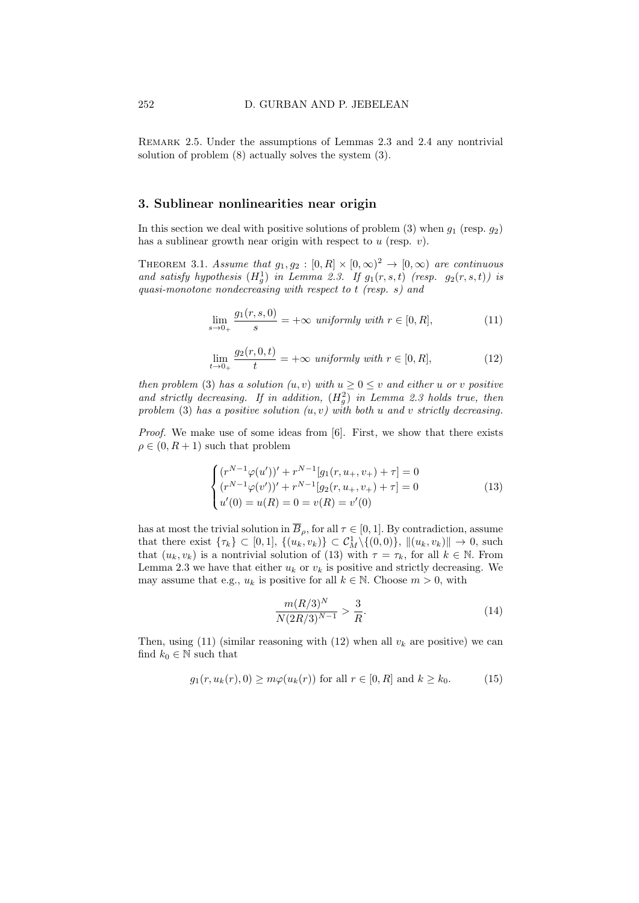Remark 2.5. Under the assumptions of Lemmas 2.3 and 2.4 any nontrivial solution of problem (8) actually solves the system (3).

## 3. Sublinear nonlinearities near origin

In this section we deal with positive solutions of problem (3) when $g_1$ (resp. $g_2$) has a sublinear growth near origin with respect to $u$ (resp. $v$).

Theorem 3.1. *Assume that $g_1, g_2 : [0, R] \times [0, \infty)^2 \to [0, \infty)$ are continuous and satisfy hypothesis $(H_g^1)$ in Lemma 2.3. If $g_1(r, s, t)$ (resp. $g_2(r, s, t)$) is quasi-monotone nondecreasing with respect to $t$ (resp. $s$) and*

$$\lim_{s \to 0_+} \frac{g_1(r, s, 0)}{s} = +\infty \text{ uniformly with } r \in [0, R], \tag{11}$$

$$\lim_{t \to 0_+} \frac{g_2(r, 0, t)}{t} = +\infty \text{ uniformly with } r \in [0, R], \tag{12}$$

*then problem (3) has a solution $(u, v)$ with $u \geq 0 \leq v$ and either $u$ or $v$ positive and strictly decreasing. If in addition, $(H_g^2)$ in Lemma 2.3 holds true, then problem (3) has a positive solution $(u, v)$ with both $u$ and $v$ strictly decreasing.*

*Proof.* We make use of some ideas from [6]. First, we show that there exists $\rho \in (0, R + 1)$ such that problem

$$\begin{cases} (r^{N-1}\varphi(u'))' + r^{N-1}[g_1(r, u_+, v_+) + \tau] = 0 \\ (r^{N-1}\varphi(v'))' + r^{N-1}[g_2(r, u_+, v_+) + \tau] = 0 \\ u'(0) = u(R) = 0 = v(R) = v'(0) \end{cases} \tag{13}$$

has at most the trivial solution in $\overline{B}_\rho$, for all $\tau \in [0, 1]$. By contradiction, assume that there exist $\{\tau_k\} \subset [0, 1]$, $\{(u_k, v_k)\} \subset \mathcal{C}_M^1 \setminus \{(0, 0)\}$, $\|(u_k, v_k)\| \to 0$, such that $(u_k, v_k)$ is a nontrivial solution of (13) with $\tau = \tau_k$, for all $k \in \mathbb{N}$. From Lemma 2.3 we have that either $u_k$ or $v_k$ is positive and strictly decreasing. We may assume that e.g., $u_k$ is positive for all $k \in \mathbb{N}$. Choose $m > 0$, with

$$\frac{m(R/3)^N}{N(2R/3)^{N-1}} > \frac{3}{R}. \tag{14}$$

Then, using (11) (similar reasoning with (12) when all $v_k$ are positive) we can find $k_0 \in \mathbb{N}$ such that

$$g_1(r, u_k(r), 0) \geq m\varphi(u_k(r)) \text{ for all } r \in [0, R] \text{ and } k \geq k_0. \tag{15}$$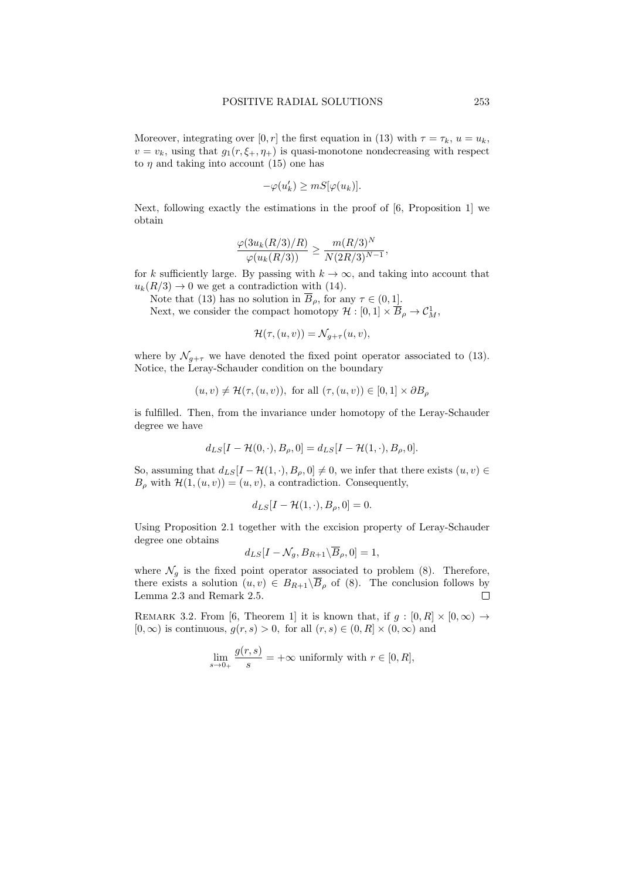Moreover, integrating over $[0, r]$ the first equation in (13) with $\tau = \tau_k$, $u = u_k$, $v = v_k$, using that $g_1(r, \xi_+, \eta_+)$ is quasi-monotone nondecreasing with respect to $\eta$ and taking into account (15) one has

$$-\varphi(u_k') \geq mS[\varphi(u_k)].$$

Next, following exactly the estimations in the proof of [6, Proposition 1] we obtain

$$\frac{\varphi(3u_k(R/3)/R)}{\varphi(u_k(R/3))} \geq \frac{m(R/3)^N}{N(2R/3)^{N-1}},$$

for $k$ sufficiently large. By passing with $k \to \infty$, and taking into account that $u_k(R/3) \to 0$ we get a contradiction with (14).

Note that (13) has no solution in $\overline{B}_\rho$, for any $\tau \in (0, 1]$.

Next, we consider the compact homotopy $\mathcal{H} : [0, 1] \times \overline{B}_\rho \to \mathcal{C}^1_M$,

$$\mathcal{H}(\tau, (u, v)) = \mathcal{N}_{g+\tau}(u, v),$$

where by $\mathcal{N}_{g+\tau}$ we have denoted the fixed point operator associated to (13). Notice, the Leray-Schauder condition on the boundary

$$(u, v) \neq \mathcal{H}(\tau, (u, v)), \text{ for all } (\tau, (u, v)) \in [0, 1] \times \partial B_\rho$$

is fulfilled. Then, from the invariance under homotopy of the Leray-Schauder degree we have

$$d_{LS}[I - \mathcal{H}(0, \cdot), B_\rho, 0] = d_{LS}[I - \mathcal{H}(1, \cdot), B_\rho, 0].$$

So, assuming that $d_{LS}[I - \mathcal{H}(1, \cdot), B_\rho, 0] \neq 0$, we infer that there exists $(u, v) \in B_\rho$ with $\mathcal{H}(1, (u, v)) = (u, v)$, a contradiction. Consequently,

$$d_{LS}[I - \mathcal{H}(1, \cdot), B_\rho, 0] = 0.$$

Using Proposition 2.1 together with the excision property of Leray-Schauder degree one obtains

$$d_{LS}[I - \mathcal{N}_g, B_{R+1} \backslash \overline{B}_\rho, 0] = 1,$$

where $\mathcal{N}_g$ is the fixed point operator associated to problem (8). Therefore, there exists a solution $(u, v) \in B_{R+1} \backslash \overline{B}_\rho$ of (8). The conclusion follows by Lemma 2.3 and Remark 2.5. $\square$

REMARK 3.2. From [6, Theorem 1] it is known that, if $g : [0, R] \times [0, \infty) \to [0, \infty)$ is continuous, $g(r, s) > 0$, for all $(r, s) \in (0, R] \times (0, \infty)$ and

$$\lim_{s \to 0_+} \frac{g(r, s)}{s} = +\infty \text{ uniformly with } r \in [0, R],$$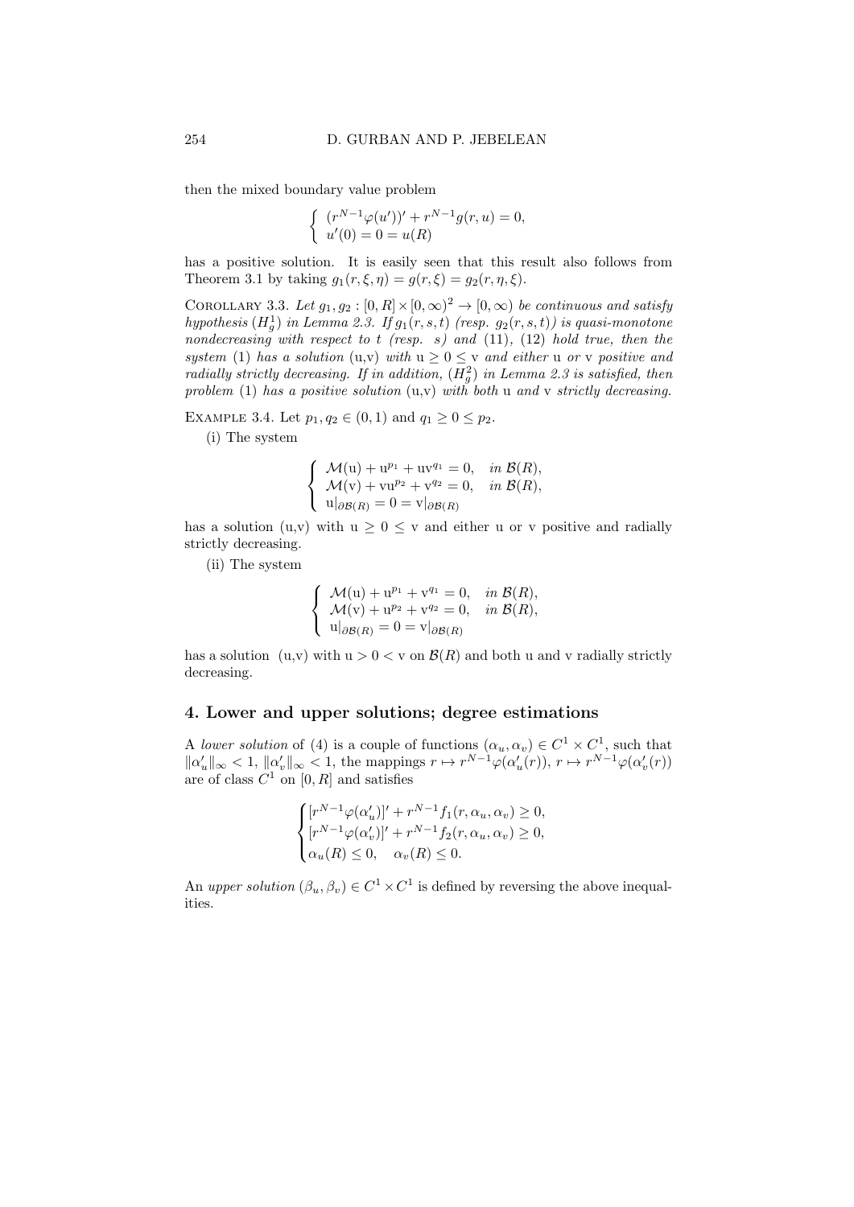then the mixed boundary value problem

$$\begin{cases} (r^{N-1}\varphi(u'))' + r^{N-1}g(r,u) = 0, \\ u'(0) = 0 = u(R) \end{cases}$$

has a positive solution. It is easily seen that this result also follows from Theorem 3.1 by taking $g_1(r,\xi,\eta) = g(r,\xi) = g_2(r,\eta,\xi)$.

Corollary 3.3. *Let $g_1, g_2 : [0,R] \times [0,\infty)^2 \to [0,\infty)$ be continuous and satisfy hypothesis $(H_g^1)$ in Lemma 2.3. If $g_1(r,s,t)$ (resp. $g_2(r,s,t)$) is quasi-monotone nondecreasing with respect to $t$ (resp. $s$) and (11), (12) hold true, then the system (1) has a solution (u,v) with $u \geq 0 \leq v$ and either u or v positive and radially strictly decreasing. If in addition, $(H_g^2)$ in Lemma 2.3 is satisfied, then problem (1) has a positive solution (u,v) with both u and v strictly decreasing.*

Example 3.4. Let $p_1, q_2 \in (0,1)$ and $q_1 \geq 0 \leq p_2$.

(i) The system

$$\begin{cases} \mathcal{M}(\mathrm{u}) + \mathrm{u}^{p_1} + \mathrm{u}\mathrm{v}^{q_1} = 0, & \textit{in } \mathcal{B}(R), \\ \mathcal{M}(\mathrm{v}) + \mathrm{v}\mathrm{u}^{p_2} + \mathrm{v}^{q_2} = 0, & \textit{in } \mathcal{B}(R), \\ \mathrm{u}|_{\partial\mathcal{B}(R)} = 0 = \mathrm{v}|_{\partial\mathcal{B}(R)} \end{cases}$$

has a solution (u,v) with $\mathrm{u} \geq 0 \leq \mathrm{v}$ and either u or v positive and radially strictly decreasing.

(ii) The system

$$\begin{cases} \mathcal{M}(\mathrm{u}) + \mathrm{u}^{p_1} + \mathrm{v}^{q_1} = 0, & \textit{in } \mathcal{B}(R), \\ \mathcal{M}(\mathrm{v}) + \mathrm{u}^{p_2} + \mathrm{v}^{q_2} = 0, & \textit{in } \mathcal{B}(R), \\ \mathrm{u}|_{\partial\mathcal{B}(R)} = 0 = \mathrm{v}|_{\partial\mathcal{B}(R)} \end{cases}$$

has a solution (u,v) with $\mathrm{u} > 0 < \mathrm{v}$ on $\mathcal{B}(R)$ and both u and v radially strictly decreasing.

## 4. Lower and upper solutions; degree estimations

A *lower solution* of (4) is a couple of functions $(\alpha_u, \alpha_v) \in C^1 \times C^1$, such that $\|\alpha_u'\|_\infty < 1$, $\|\alpha_v'\|_\infty < 1$, the mappings $r \mapsto r^{N-1}\varphi(\alpha_u'(r))$, $r \mapsto r^{N-1}\varphi(\alpha_v'(r))$ are of class $C^1$ on $[0,R]$ and satisfies

$$\begin{cases} [r^{N-1}\varphi(\alpha_u')]' + r^{N-1}f_1(r,\alpha_u,\alpha_v) \geq 0, \\ [r^{N-1}\varphi(\alpha_v')]' + r^{N-1}f_2(r,\alpha_u,\alpha_v) \geq 0, \\ \alpha_u(R) \leq 0, \quad \alpha_v(R) \leq 0. \end{cases}$$

An *upper solution* $(\beta_u, \beta_v) \in C^1 \times C^1$ is defined by reversing the above inequalities.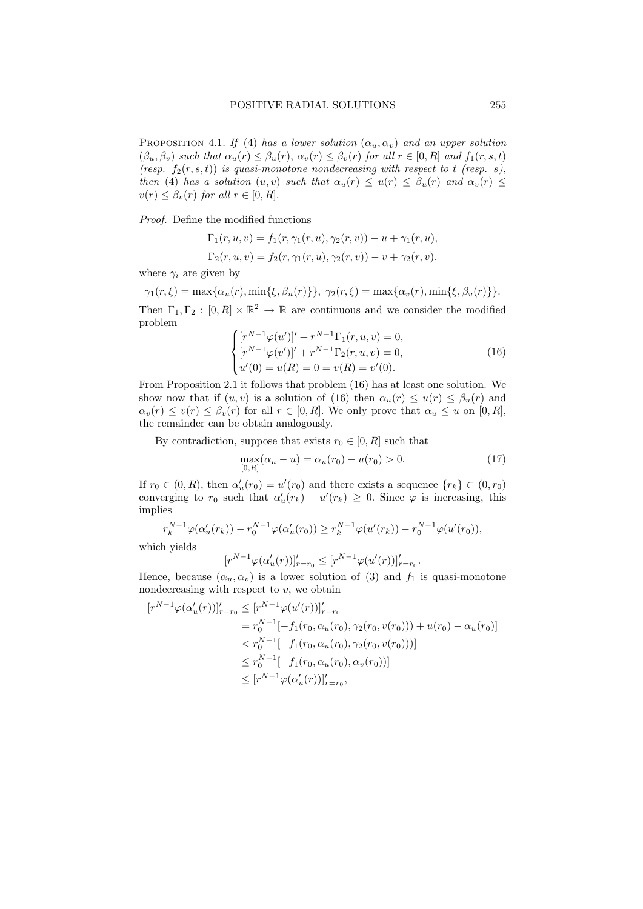Proposition 4.1. *If (4) has a lower solution $(\alpha_u, \alpha_v)$ and an upper solution $(\beta_u, \beta_v)$ such that $\alpha_u(r) \leq \beta_u(r)$, $\alpha_v(r) \leq \beta_v(r)$ for all $r \in [0, R]$ and $f_1(r, s, t)$ (resp. $f_2(r, s, t)$) is quasi-monotone nondecreasing with respect to $t$ (resp. $s$), then (4) has a solution $(u, v)$ such that $\alpha_u(r) \leq u(r) \leq \beta_u(r)$ and $\alpha_v(r) \leq v(r) \leq \beta_v(r)$ for all $r \in [0, R]$.*

*Proof.* Define the modified functions

$$\Gamma_1(r, u, v) = f_1(r, \gamma_1(r, u), \gamma_2(r, v)) - u + \gamma_1(r, u),$$
$$\Gamma_2(r, u, v) = f_2(r, \gamma_1(r, u), \gamma_2(r, v)) - v + \gamma_2(r, v).$$

where $\gamma_i$ are given by

$$\gamma_1(r, \xi) = \max\{\alpha_u(r), \min\{\xi, \beta_u(r)\}\},\ \gamma_2(r, \xi) = \max\{\alpha_v(r), \min\{\xi, \beta_v(r)\}\}.$$

Then $\Gamma_1, \Gamma_2 : [0, R] \times \mathbb{R}^2 \to \mathbb{R}$ are continuous and we consider the modified problem

$$\begin{cases} [r^{N-1}\varphi(u')]' + r^{N-1}\Gamma_1(r, u, v) = 0, \\ [r^{N-1}\varphi(v')]' + r^{N-1}\Gamma_2(r, u, v) = 0, \\ u'(0) = u(R) = 0 = v(R) = v'(0). \end{cases} \tag{16}$$

From Proposition 2.1 it follows that problem (16) has at least one solution. We show now that if $(u, v)$ is a solution of (16) then $\alpha_u(r) \leq u(r) \leq \beta_u(r)$ and $\alpha_v(r) \leq v(r) \leq \beta_v(r)$ for all $r \in [0, R]$. We only prove that $\alpha_u \leq u$ on $[0, R]$, the remainder can be obtain analogously.

By contradiction, suppose that exists $r_0 \in [0, R]$ such that

$$\max_{[0,R]}(\alpha_u - u) = \alpha_u(r_0) - u(r_0) > 0. \tag{17}$$

If $r_0 \in (0, R)$, then $\alpha_u'(r_0) = u'(r_0)$ and there exists a sequence $\{r_k\} \subset (0, r_0)$ converging to $r_0$ such that $\alpha_u'(r_k) - u'(r_k) \geq 0$. Since $\varphi$ is increasing, this implies

$$r_k^{N-1}\varphi(\alpha_u'(r_k)) - r_0^{N-1}\varphi(\alpha_u'(r_0)) \geq r_k^{N-1}\varphi(u'(r_k)) - r_0^{N-1}\varphi(u'(r_0)),$$

which yields

$$[r^{N-1}\varphi(\alpha_u'(r))]'_{r=r_0} \leq [r^{N-1}\varphi(u'(r))]'_{r=r_0}.$$

Hence, because $(\alpha_u, \alpha_v)$ is a lower solution of (3) and $f_1$ is quasi-monotone nondecreasing with respect to $v$, we obtain

$$\begin{aligned}
[r^{N-1}\varphi(\alpha_u'(r))]'_{r=r_0} &\leq [r^{N-1}\varphi(u'(r))]'_{r=r_0} \\
&= r_0^{N-1}[-f_1(r_0, \alpha_u(r_0), \gamma_2(r_0, v(r_0))) + u(r_0) - \alpha_u(r_0)] \\
&< r_0^{N-1}[-f_1(r_0, \alpha_u(r_0), \gamma_2(r_0, v(r_0)))] \\
&\leq r_0^{N-1}[-f_1(r_0, \alpha_u(r_0), \alpha_v(r_0))] \\
&\leq [r^{N-1}\varphi(\alpha_u'(r))]'_{r=r_0},
\end{aligned}$$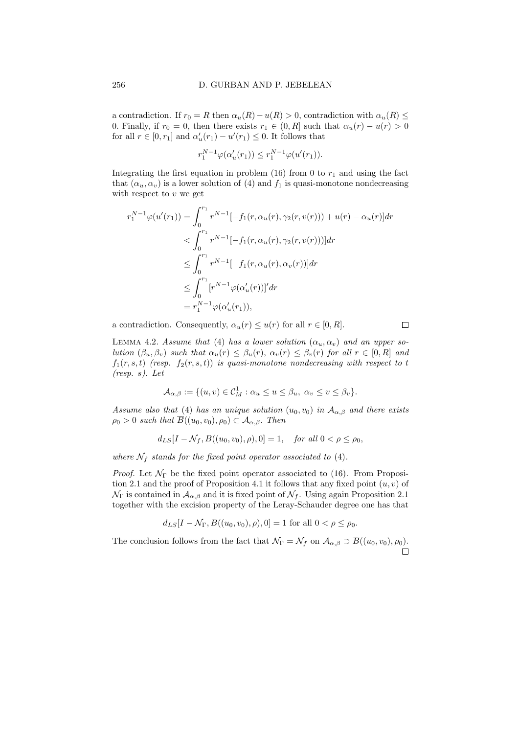a contradiction. If $r_0 = R$ then $\alpha_u(R) - u(R) > 0$, contradiction with $\alpha_u(R) \leq 0$. Finally, if $r_0 = 0$, then there exists $r_1 \in (0, R]$ such that $\alpha_u(r) - u(r) > 0$ for all $r \in [0, r_1]$ and $\alpha_u'(r_1) - u'(r_1) \leq 0$. It follows that

$$r_1^{N-1}\varphi(\alpha_u'(r_1)) \leq r_1^{N-1}\varphi(u'(r_1)).$$

Integrating the first equation in problem (16) from 0 to $r_1$ and using the fact that $(\alpha_u, \alpha_v)$ is a lower solution of (4) and $f_1$ is quasi-monotone nondecreasing with respect to $v$ we get

$$\begin{aligned}
r_1^{N-1}\varphi(u'(r_1)) &= \int_0^{r_1} r^{N-1}[-f_1(r, \alpha_u(r), \gamma_2(r, v(r))) + u(r) - \alpha_u(r)]dr \\
&< \int_0^{r_1} r^{N-1}[-f_1(r, \alpha_u(r), \gamma_2(r, v(r)))]dr \\
&\leq \int_0^{r_1} r^{N-1}[-f_1(r, \alpha_u(r), \alpha_v(r))]dr \\
&\leq \int_0^{r_1} [r^{N-1}\varphi(\alpha_u'(r))]'dr \\
&= r_1^{N-1}\varphi(\alpha_u'(r_1)),
\end{aligned}$$

a contradiction. Consequently, $\alpha_u(r) \leq u(r)$ for all $r \in [0, R]$. $\square$

**Lemma 4.2.** *Assume that* (4) *has a lower solution $(\alpha_u, \alpha_v)$ and an upper solution $(\beta_u, \beta_v)$ such that $\alpha_u(r) \leq \beta_u(r)$, $\alpha_v(r) \leq \beta_v(r)$ for all $r \in [0, R]$ and $f_1(r, s, t)$ (resp. $f_2(r, s, t)$) is quasi-monotone nondecreasing with respect to $t$ (resp. $s$). Let*

$$\mathcal{A}_{\alpha,\beta} := \{(u, v) \in \mathcal{C}_M^1 : \alpha_u \leq u \leq \beta_u,\ \alpha_v \leq v \leq \beta_v\}.$$

*Assume also that* (4) *has an unique solution $(u_0, v_0)$ in $\mathcal{A}_{\alpha,\beta}$ and there exists $\rho_0 > 0$ such that $\overline{B}((u_0, v_0), \rho_0) \subset \mathcal{A}_{\alpha,\beta}$. Then*

$$d_{LS}[I - \mathcal{N}_f, B((u_0, v_0), \rho), 0] = 1, \quad \textit{for all } 0 < \rho \leq \rho_0,$$

*where $\mathcal{N}_f$ stands for the fixed point operator associated to* (4).

*Proof.* Let $\mathcal{N}_\Gamma$ be the fixed point operator associated to (16). From Proposition 2.1 and the proof of Proposition 4.1 it follows that any fixed point $(u, v)$ of $\mathcal{N}_\Gamma$ is contained in $\mathcal{A}_{\alpha,\beta}$ and it is fixed point of $\mathcal{N}_f$. Using again Proposition 2.1 together with the excision property of the Leray-Schauder degree one has that

$$d_{LS}[I - \mathcal{N}_\Gamma, B((u_0, v_0), \rho), 0] = 1 \text{ for all } 0 < \rho \leq \rho_0.$$

The conclusion follows from the fact that $\mathcal{N}_\Gamma = \mathcal{N}_f$ on $\mathcal{A}_{\alpha,\beta} \supset \overline{B}((u_0, v_0), \rho_0)$. $\square$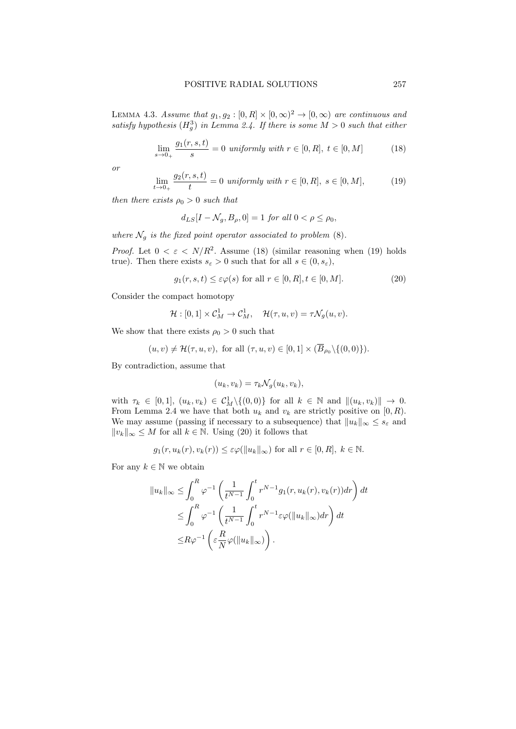LEMMA 4.3. *Assume that $g_1, g_2 : [0,R] \times [0,\infty)^2 \to [0,\infty)$ are continuous and satisfy hypothesis $(H_g^3)$ in Lemma 2.4. If there is some $M > 0$ such that either*

$$\lim_{s \to 0_+} \frac{g_1(r,s,t)}{s} = 0 \text{ uniformly with } r \in [0,R],\ t \in [0,M] \tag{18}$$

*or*

$$\lim_{t \to 0_+} \frac{g_2(r,s,t)}{t} = 0 \text{ uniformly with } r \in [0,R],\ s \in [0,M], \tag{19}$$

*then there exists $\rho_0 > 0$ such that*

$$d_{LS}[I - \mathcal{N}_g, B_\rho, 0] = 1 \text{ for all } 0 < \rho \le \rho_0,$$

*where $\mathcal{N}_g$ is the fixed point operator associated to problem* (8).

*Proof.* Let $0 < \varepsilon < N/R^2$. Assume (18) (similar reasoning when (19) holds true). Then there exists $s_\varepsilon > 0$ such that for all $s \in (0, s_\varepsilon)$,

$$g_1(r,s,t) \le \varepsilon\varphi(s) \text{ for all } r \in [0,R], t \in [0,M]. \tag{20}$$

Consider the compact homotopy

$$\mathcal{H} : [0,1] \times \mathcal{C}_M^1 \to \mathcal{C}_M^1, \quad \mathcal{H}(\tau, u, v) = \tau\mathcal{N}_g(u,v).$$

We show that there exists $\rho_0 > 0$ such that

$$(u,v) \ne \mathcal{H}(\tau,u,v), \text{ for all } (\tau,u,v) \in [0,1] \times (\overline{B}_{\rho_0} \backslash \{(0,0)\}).$$

By contradiction, assume that

$$(u_k, v_k) = \tau_k \mathcal{N}_g(u_k, v_k),$$

with $\tau_k \in [0,1]$, $(u_k, v_k) \in \mathcal{C}_M^1 \backslash \{(0,0)\}$ for all $k \in \mathbb{N}$ and $\|(u_k,v_k)\| \to 0$. From Lemma 2.4 we have that both $u_k$ and $v_k$ are strictly positive on $[0,R)$. We may assume (passing if necessary to a subsequence) that $\|u_k\|_\infty \le s_\varepsilon$ and $\|v_k\|_\infty \le M$ for all $k \in \mathbb{N}$. Using (20) it follows that

$$g_1(r, u_k(r), v_k(r)) \le \varepsilon\varphi(\|u_k\|_\infty) \text{ for all } r \in [0,R],\ k \in \mathbb{N}.$$

For any $k \in \mathbb{N}$ we obtain

$$\begin{aligned}
\|u_k\|_\infty \le & \int_0^R \varphi^{-1}\left(\frac{1}{t^{N-1}}\int_0^t r^{N-1} g_1(r, u_k(r), v_k(r))dr\right)dt \\
\le & \int_0^R \varphi^{-1}\left(\frac{1}{t^{N-1}}\int_0^t r^{N-1}\varepsilon\varphi(\|u_k\|_\infty)dr\right)dt \\
\le & R\varphi^{-1}\left(\varepsilon\frac{R}{N}\varphi(\|u_k\|_\infty)\right).
\end{aligned}$$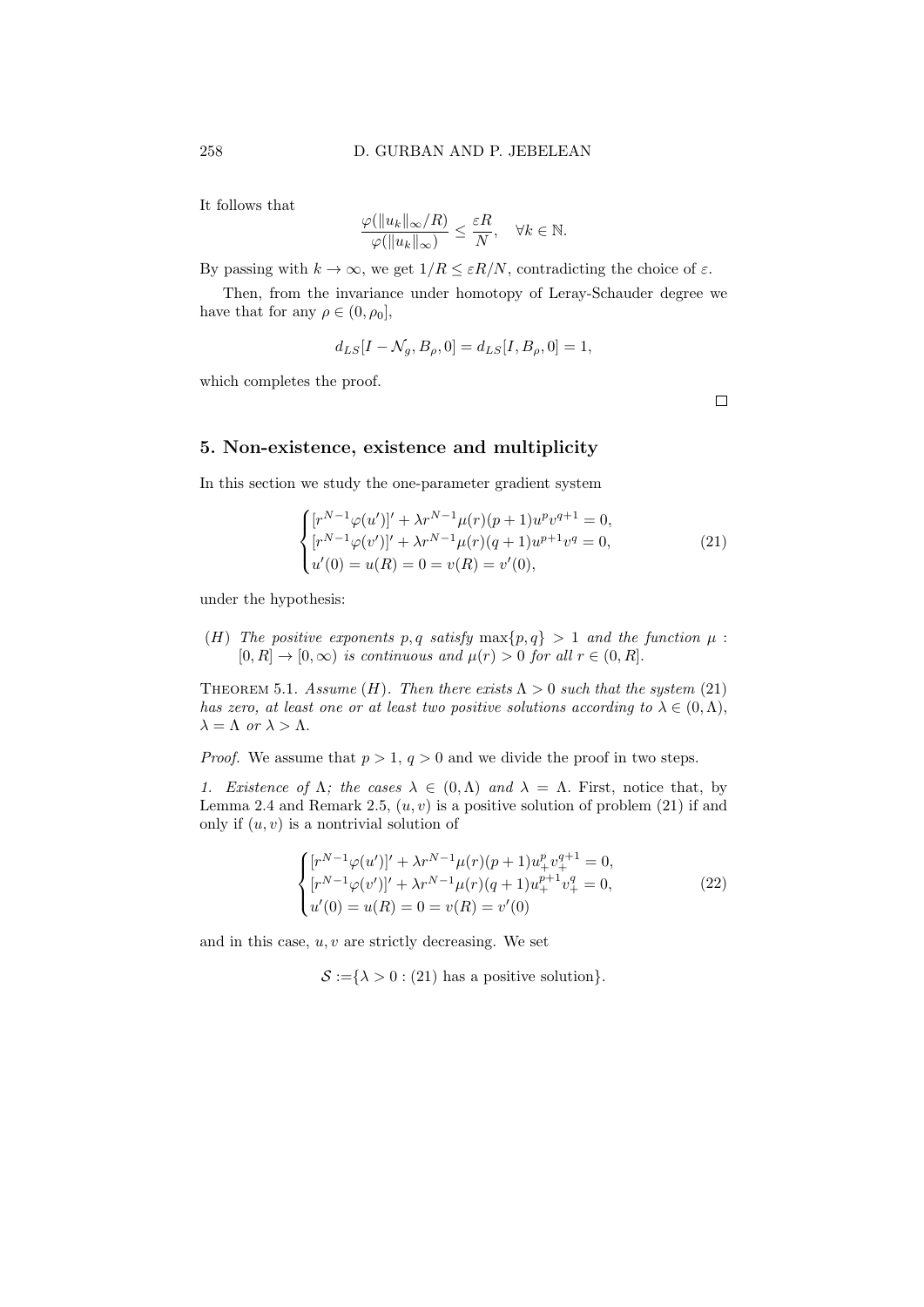It follows that

$$\frac{\varphi(\|u_k\|_\infty/R)}{\varphi(\|u_k\|_\infty)} \leq \frac{\varepsilon R}{N}, \quad \forall k \in \mathbb{N}.$$

By passing with $k \to \infty$, we get $1/R \leq \varepsilon R/N$, contradicting the choice of $\varepsilon$.

Then, from the invariance under homotopy of Leray-Schauder degree we have that for any $\rho \in (0, \rho_0]$,

$$d_{LS}[I - \mathcal{N}_g, B_\rho, 0] = d_{LS}[I, B_\rho, 0] = 1,$$

which completes the proof.

□

## 5. Non-existence, existence and multiplicity

In this section we study the one-parameter gradient system

$$\begin{cases} [r^{N-1}\varphi(u')]' + \lambda r^{N-1}\mu(r)(p+1)u^p v^{q+1} = 0, \\ [r^{N-1}\varphi(v')]' + \lambda r^{N-1}\mu(r)(q+1)u^{p+1}v^q = 0, \\ u'(0) = u(R) = 0 = v(R) = v'(0), \end{cases} \tag{21}$$

under the hypothesis:

$(H)$ *The positive exponents $p, q$ satisfy $\max\{p, q\} > 1$ and the function $\mu : [0, R] \to [0, \infty)$ is continuous and $\mu(r) > 0$ for all $r \in (0, R]$.*

THEOREM 5.1. *Assume $(H)$. Then there exists $\Lambda > 0$ such that the system (21) has zero, at least one or at least two positive solutions according to $\lambda \in (0, \Lambda)$, $\lambda = \Lambda$ or $\lambda > \Lambda$.*

*Proof.* We assume that $p > 1$, $q > 0$ and we divide the proof in two steps.

*1. Existence of $\Lambda$; the cases $\lambda \in (0, \Lambda)$ and $\lambda = \Lambda$.* First, notice that, by Lemma 2.4 and Remark 2.5, $(u, v)$ is a positive solution of problem (21) if and only if $(u, v)$ is a nontrivial solution of

$$\begin{cases} [r^{N-1}\varphi(u')]' + \lambda r^{N-1}\mu(r)(p+1)u_+^p v_+^{q+1} = 0, \\ [r^{N-1}\varphi(v')]' + \lambda r^{N-1}\mu(r)(q+1)u_+^{p+1}v_+^q = 0, \\ u'(0) = u(R) = 0 = v(R) = v'(0) \end{cases} \tag{22}$$

and in this case, $u, v$ are strictly decreasing. We set

$$\mathcal{S} := \{\lambda > 0 : (21) \text{ has a positive solution}\}.$$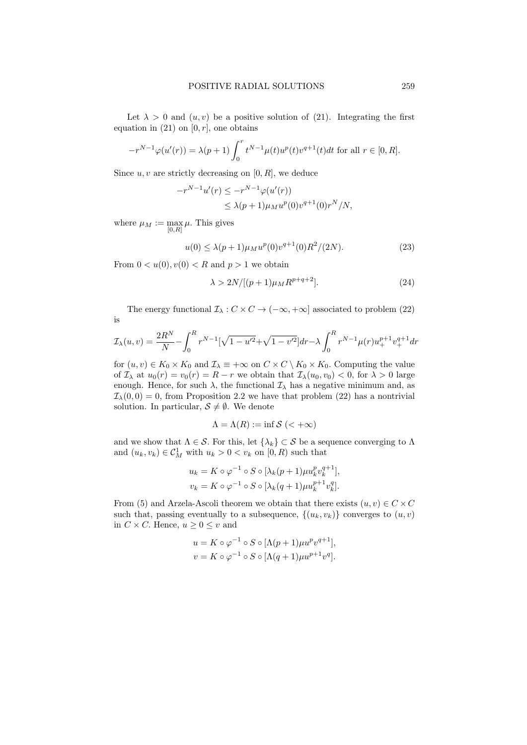Let $\lambda > 0$ and $(u, v)$ be a positive solution of (21). Integrating the first equation in (21) on $[0, r]$, one obtains

$$-r^{N-1}\varphi(u'(r)) = \lambda(p+1)\int_0^r t^{N-1}\mu(t)u^p(t)v^{q+1}(t)dt \text{ for all } r \in [0, R].$$

Since $u, v$ are strictly decreasing on $[0, R]$, we deduce

$$\begin{aligned} -r^{N-1}u'(r) &\le -r^{N-1}\varphi(u'(r)) \\ &\le \lambda(p+1)\mu_M u^p(0)v^{q+1}(0)r^N/N, \end{aligned}$$

where $\mu_M := \max\limits_{[0,R]} \mu$. This gives

$$u(0) \le \lambda(p+1)\mu_M u^p(0)v^{q+1}(0)R^2/(2N). \tag{23}$$

From $0 < u(0), v(0) < R$ and $p > 1$ we obtain

$$\lambda > 2N/[(p+1)\mu_M R^{p+q+2}]. \tag{24}$$

The energy functional $\mathcal{I}_\lambda : C \times C \to (-\infty, +\infty]$ associated to problem (22) is

$$\mathcal{I}_\lambda(u,v) = \frac{2R^N}{N} - \int_0^R r^{N-1}[\sqrt{1-u'^2} + \sqrt{1-v'^2}]dr - \lambda \int_0^R r^{N-1}\mu(r)u_+^{p+1}v_+^{q+1}dr$$

for $(u, v) \in K_0 \times K_0$ and $\mathcal{I}_\lambda \equiv +\infty$ on $C \times C \setminus K_0 \times K_0$. Computing the value of $\mathcal{I}_\lambda$ at $u_0(r) = v_0(r) = R - r$ we obtain that $\mathcal{I}_\lambda(u_0, v_0) < 0$, for $\lambda > 0$ large enough. Hence, for such $\lambda$, the functional $\mathcal{I}_\lambda$ has a negative minimum and, as $\mathcal{I}_\lambda(0, 0) = 0$, from Proposition 2.2 we have that problem (22) has a nontrivial solution. In particular, $\mathcal{S} \neq \emptyset$. We denote

$$\Lambda = \Lambda(R) := \inf \mathcal{S} \; (< +\infty)$$

and we show that $\Lambda \in \mathcal{S}$. For this, let $\{\lambda_k\} \subset \mathcal{S}$ be a sequence converging to $\Lambda$ and $(u_k, v_k) \in \mathcal{C}_M^1$ with $u_k > 0 < v_k$ on $[0, R)$ such that

$$\begin{aligned} u_k &= K \circ \varphi^{-1} \circ S \circ [\lambda_k(p+1)\mu u_k^p v_k^{q+1}], \\ v_k &= K \circ \varphi^{-1} \circ S \circ [\lambda_k(q+1)\mu u_k^{p+1} v_k^q]. \end{aligned}$$

From (5) and Arzela-Ascoli theorem we obtain that there exists $(u, v) \in C \times C$ such that, passing eventually to a subsequence, $\{(u_k, v_k)\}$ converges to $(u, v)$ in $C \times C$. Hence, $u \ge 0 \le v$ and

$$\begin{aligned} u &= K \circ \varphi^{-1} \circ S \circ [\Lambda(p+1)\mu u^p v^{q+1}], \\ v &= K \circ \varphi^{-1} \circ S \circ [\Lambda(q+1)\mu u^{p+1} v^q]. \end{aligned}$$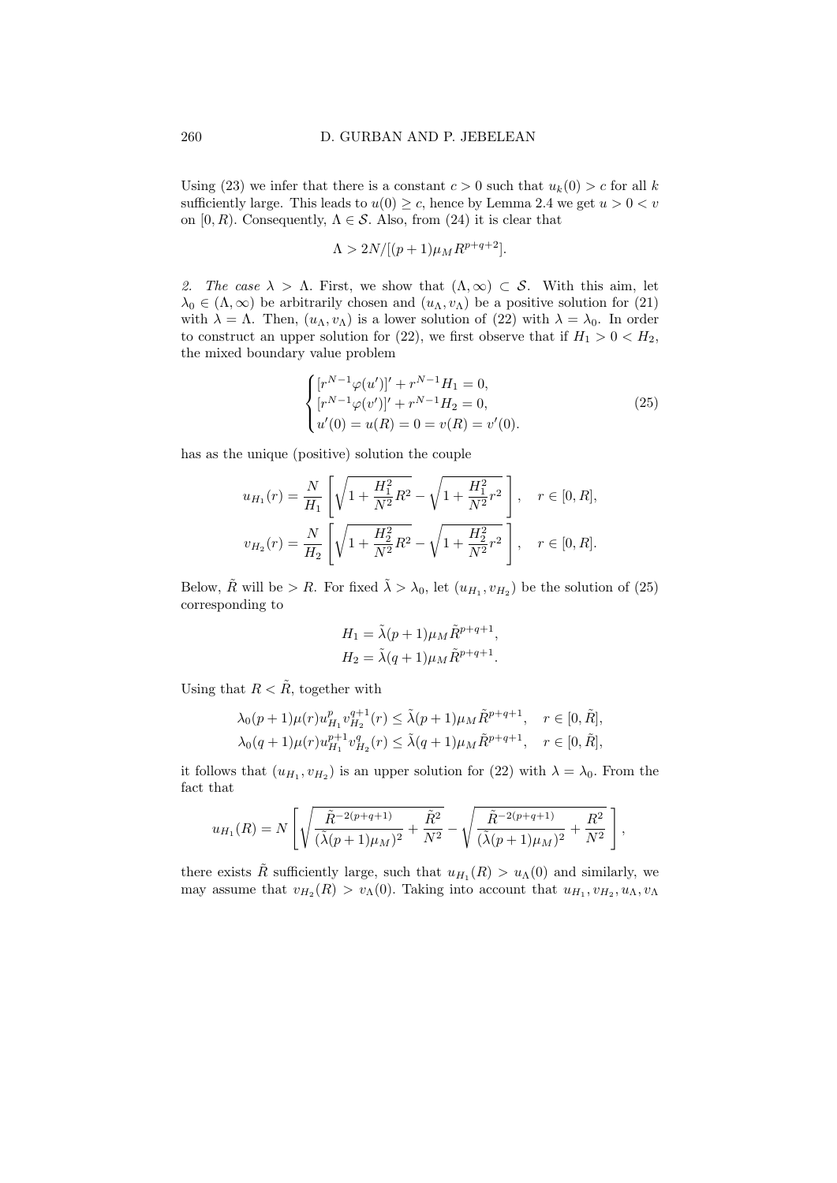Using (23) we infer that there is a constant $c > 0$ such that $u_k(0) > c$ for all $k$ sufficiently large. This leads to $u(0) \geq c$, hence by Lemma 2.4 we get $u > 0 < v$ on $[0, R)$. Consequently, $\Lambda \in \mathcal{S}$. Also, from (24) it is clear that

$$\Lambda > 2N/[(p+1)\mu_M R^{p+q+2}].$$

*2. The case* $\lambda > \Lambda$. First, we show that $(\Lambda, \infty) \subset \mathcal{S}$. With this aim, let $\lambda_0 \in (\Lambda, \infty)$ be arbitrarily chosen and $(u_\Lambda, v_\Lambda)$ be a positive solution for (21) with $\lambda = \Lambda$. Then, $(u_\Lambda, v_\Lambda)$ is a lower solution of (22) with $\lambda = \lambda_0$. In order to construct an upper solution for (22), we first observe that if $H_1 > 0 < H_2$, the mixed boundary value problem

$$\begin{cases} [r^{N-1}\varphi(u')]' + r^{N-1}H_1 = 0, \\ [r^{N-1}\varphi(v')]' + r^{N-1}H_2 = 0, \\ u'(0) = u(R) = 0 = v(R) = v'(0). \end{cases} \tag{25}$$

has as the unique (positive) solution the couple

$$u_{H_1}(r) = \frac{N}{H_1}\left[\sqrt{1 + \frac{H_1^2}{N^2}R^2} - \sqrt{1 + \frac{H_1^2}{N^2}r^2}\right], \quad r \in [0, R],$$

$$v_{H_2}(r) = \frac{N}{H_2}\left[\sqrt{1 + \frac{H_2^2}{N^2}R^2} - \sqrt{1 + \frac{H_2^2}{N^2}r^2}\right], \quad r \in [0, R].$$

Below, $\tilde{R}$ will be $> R$. For fixed $\tilde{\lambda} > \lambda_0$, let $(u_{H_1}, v_{H_2})$ be the solution of (25) corresponding to

$$H_1 = \tilde{\lambda}(p+1)\mu_M \tilde{R}^{p+q+1},$$
$$H_2 = \tilde{\lambda}(q+1)\mu_M \tilde{R}^{p+q+1}.$$

Using that $R < \tilde{R}$, together with

$$\lambda_0(p+1)\mu(r)u_{H_1}^p v_{H_2}^{q+1}(r) \leq \tilde{\lambda}(p+1)\mu_M \tilde{R}^{p+q+1}, \quad r \in [0, \tilde{R}],$$
$$\lambda_0(q+1)\mu(r)u_{H_1}^{p+1} v_{H_2}^{q}(r) \leq \tilde{\lambda}(q+1)\mu_M \tilde{R}^{p+q+1}, \quad r \in [0, \tilde{R}],$$

it follows that $(u_{H_1}, v_{H_2})$ is an upper solution for (22) with $\lambda = \lambda_0$. From the fact that

$$u_{H_1}(R) = N\left[\sqrt{\frac{\tilde{R}^{-2(p+q+1)}}{(\tilde{\lambda}(p+1)\mu_M)^2} + \frac{\tilde{R}^2}{N^2}} - \sqrt{\frac{\tilde{R}^{-2(p+q+1)}}{(\tilde{\lambda}(p+1)\mu_M)^2} + \frac{R^2}{N^2}}\right],$$

there exists $\tilde{R}$ sufficiently large, such that $u_{H_1}(R) > u_\Lambda(0)$ and similarly, we may assume that $v_{H_2}(R) > v_\Lambda(0)$. Taking into account that $u_{H_1}, v_{H_2}, u_\Lambda, v_\Lambda$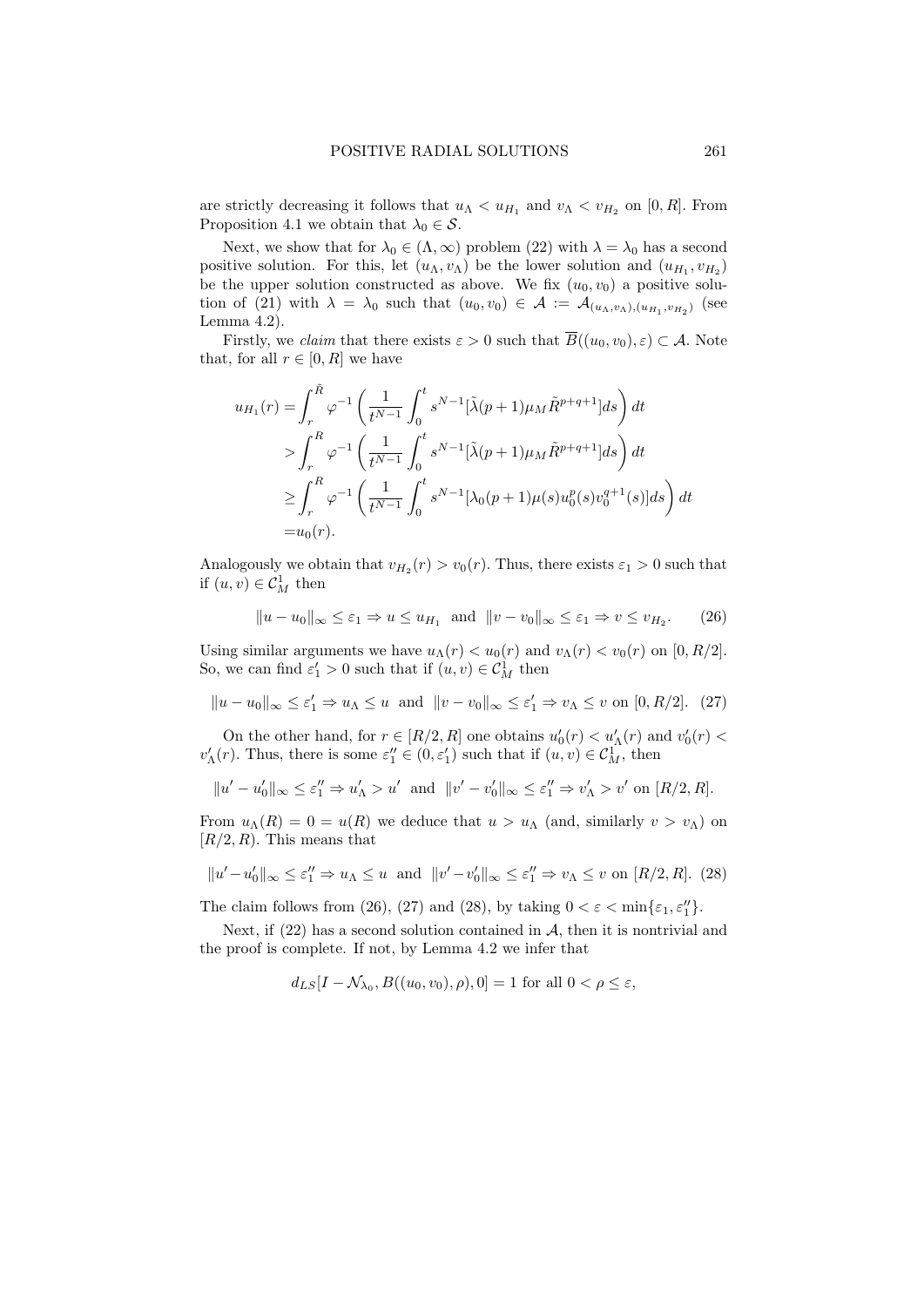are strictly decreasing it follows that $u_\Lambda < u_{H_1}$ and $v_\Lambda < v_{H_2}$ on $[0, R]$. From Proposition 4.1 we obtain that $\lambda_0 \in \mathcal{S}$.

Next, we show that for $\lambda_0 \in (\Lambda, \infty)$ problem (22) with $\lambda = \lambda_0$ has a second positive solution. For this, let $(u_\Lambda, v_\Lambda)$ be the lower solution and $(u_{H_1}, v_{H_2})$ be the upper solution constructed as above. We fix $(u_0, v_0)$ a positive solution of (21) with $\lambda = \lambda_0$ such that $(u_0, v_0) \in \mathcal{A} := \mathcal{A}_{(u_\Lambda, v_\Lambda), (u_{H_1}, v_{H_2})}$ (see Lemma 4.2).

Firstly, we *claim* that there exists $\varepsilon > 0$ such that $\overline{B}((u_0, v_0), \varepsilon) \subset \mathcal{A}$. Note that, for all $r \in [0, R]$ we have

$$
\begin{aligned}
u_{H_1}(r) &= \int_r^{\tilde{R}} \varphi^{-1}\left(\frac{1}{t^{N-1}} \int_0^t s^{N-1}[\tilde{\lambda}(p+1)\mu_M \tilde{R}^{p+q+1}] ds\right) dt \\
&> \int_r^{R} \varphi^{-1}\left(\frac{1}{t^{N-1}} \int_0^t s^{N-1}[\tilde{\lambda}(p+1)\mu_M \tilde{R}^{p+q+1}] ds\right) dt \\
&\geq \int_r^{R} \varphi^{-1}\left(\frac{1}{t^{N-1}} \int_0^t s^{N-1}[\lambda_0(p+1)\mu(s) u_0^p(s) v_0^{q+1}(s)] ds\right) dt \\
&= u_0(r).
\end{aligned}
$$

Analogously we obtain that $v_{H_2}(r) > v_0(r)$. Thus, there exists $\varepsilon_1 > 0$ such that if $(u, v) \in \mathcal{C}^1_M$ then

$$
\|u - u_0\|_\infty \leq \varepsilon_1 \Rightarrow u \leq u_{H_1} \quad \text{and} \quad \|v - v_0\|_\infty \leq \varepsilon_1 \Rightarrow v \leq v_{H_2}. \tag{26}
$$

Using similar arguments we have $u_\Lambda(r) < u_0(r)$ and $v_\Lambda(r) < v_0(r)$ on $[0, R/2]$. So, we can find $\varepsilon_1' > 0$ such that if $(u, v) \in \mathcal{C}^1_M$ then

$$
\|u - u_0\|_\infty \leq \varepsilon_1' \Rightarrow u_\Lambda \leq u \quad \text{and} \quad \|v - v_0\|_\infty \leq \varepsilon_1' \Rightarrow v_\Lambda \leq v \text{ on } [0, R/2]. \tag{27}
$$

On the other hand, for $r \in [R/2, R]$ one obtains $u_0'(r) < u_\Lambda'(r)$ and $v_0'(r) < v_\Lambda'(r)$. Thus, there is some $\varepsilon_1'' \in (0, \varepsilon_1')$ such that if $(u, v) \in \mathcal{C}^1_M$, then

$$
\|u' - u_0'\|_\infty \leq \varepsilon_1'' \Rightarrow u_\Lambda' > u' \quad \text{and} \quad \|v' - v_0'\|_\infty \leq \varepsilon_1'' \Rightarrow v_\Lambda' > v' \text{ on } [R/2, R].
$$

From $u_\Lambda(R) = 0 = u(R)$ we deduce that $u > u_\Lambda$ (and, similarly $v > v_\Lambda$) on $[R/2, R)$. This means that

$$
\|u' - u_0'\|_\infty \leq \varepsilon_1'' \Rightarrow u_\Lambda \leq u \quad \text{and} \quad \|v' - v_0'\|_\infty \leq \varepsilon_1'' \Rightarrow v_\Lambda \leq v \text{ on } [R/2, R]. \tag{28}
$$

The claim follows from (26), (27) and (28), by taking $0 < \varepsilon < \min\{\varepsilon_1, \varepsilon_1''\}$.

Next, if (22) has a second solution contained in $\mathcal{A}$, then it is nontrivial and the proof is complete. If not, by Lemma 4.2 we infer that

$$
d_{LS}[I - \mathcal{N}_{\lambda_0}, B((u_0, v_0), \rho), 0] = 1 \text{ for all } 0 < \rho \leq \varepsilon,
$$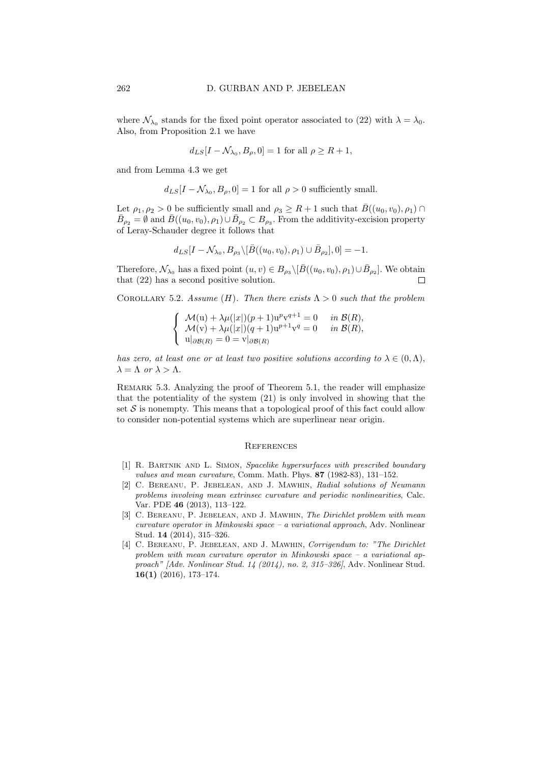where $\mathcal{N}_{\lambda_0}$ stands for the fixed point operator associated to (22) with $\lambda = \lambda_0$. Also, from Proposition 2.1 we have

$$d_{LS}[I - \mathcal{N}_{\lambda_0}, B_\rho, 0] = 1 \text{ for all } \rho \geq R + 1,$$

and from Lemma 4.3 we get

$$d_{LS}[I - \mathcal{N}_{\lambda_0}, B_\rho, 0] = 1 \text{ for all } \rho > 0 \text{ sufficiently small.}$$

Let $\rho_1, \rho_2 > 0$ be sufficiently small and $\rho_3 \geq R + 1$ such that $\bar{B}((u_0, v_0), \rho_1) \cap \bar{B}_{\rho_2} = \emptyset$ and $\bar{B}((u_0, v_0), \rho_1) \cup \bar{B}_{\rho_2} \subset B_{\rho_3}$. From the additivity-excision property of Leray-Schauder degree it follows that

$$d_{LS}[I - \mathcal{N}_{\lambda_0}, B_{\rho_3} \backslash [\bar{B}((u_0, v_0), \rho_1) \cup \bar{B}_{\rho_2}], 0] = -1.$$

Therefore, $\mathcal{N}_{\lambda_0}$ has a fixed point $(u, v) \in B_{\rho_3} \backslash [\bar{B}((u_0, v_0), \rho_1) \cup \bar{B}_{\rho_2}]$. We obtain that (22) has a second positive solution. $\square$

Corollary 5.2. *Assume (H). Then there exists $\Lambda > 0$ such that the problem*

$$\begin{cases} \mathcal{M}(\mathrm{u}) + \lambda \mu(|x|)(p+1)\mathrm{u}^p \mathrm{v}^{q+1} = 0 & \text{in } \mathcal{B}(R), \\ \mathcal{M}(\mathrm{v}) + \lambda \mu(|x|)(q+1)\mathrm{u}^{p+1} \mathrm{v}^q = 0 & \text{in } \mathcal{B}(R), \\ \mathrm{u}|_{\partial \mathcal{B}(R)} = 0 = \mathrm{v}|_{\partial \mathcal{B}(R)} \end{cases}$$

*has zero, at least one or at least two positive solutions according to $\lambda \in (0, \Lambda)$, $\lambda = \Lambda$ or $\lambda > \Lambda$.*

Remark 5.3. Analyzing the proof of Theorem 5.1, the reader will emphasize that the potentiality of the system (21) is only involved in showing that the set $\mathcal{S}$ is nonempty. This means that a topological proof of this fact could allow to consider non-potential systems which are superlinear near origin.

## References

[1] R. Bartnik and L. Simon, *Spacelike hypersurfaces with prescribed boundary values and mean curvature*, Comm. Math. Phys. **87** (1982-83), 131–152.

[2] C. Bereanu, P. Jebelean, and J. Mawhin, *Radial solutions of Neumann problems involving mean extrinsec curvature and periodic nonlinearities*, Calc. Var. PDE **46** (2013), 113–122.

[3] C. Bereanu, P. Jebelean, and J. Mawhin, *The Dirichlet problem with mean curvature operator in Minkowski space – a variational approach*, Adv. Nonlinear Stud. **14** (2014), 315–326.

[4] C. Bereanu, P. Jebelean, and J. Mawhin, *Corrigendum to: "The Dirichlet problem with mean curvature operator in Minkowski space – a variational approach" [Adv. Nonlinear Stud. 14 (2014), no. 2, 315–326]*, Adv. Nonlinear Stud. **16(1)** (2016), 173–174.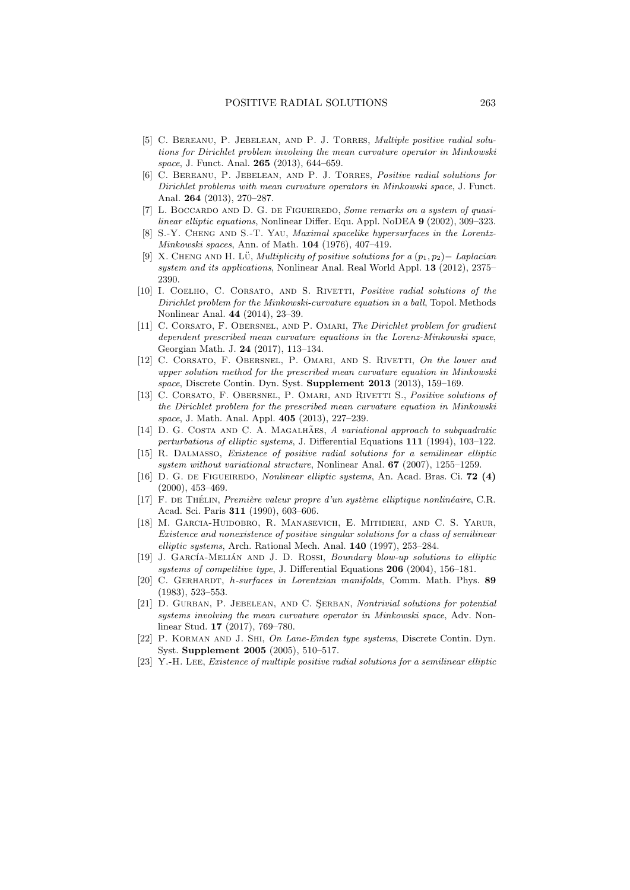[5] C. Bereanu, P. Jebelean, and P. J. Torres, *Multiple positive radial solutions for Dirichlet problem involving the mean curvature operator in Minkowski space*, J. Funct. Anal. **265** (2013), 644–659.

[6] C. Bereanu, P. Jebelean, and P. J. Torres, *Positive radial solutions for Dirichlet problems with mean curvature operators in Minkowski space*, J. Funct. Anal. **264** (2013), 270–287.

[7] L. Boccardo and D. G. de Figueiredo, *Some remarks on a system of quasilinear elliptic equations*, Nonlinear Differ. Equ. Appl. NoDEA **9** (2002), 309–323.

[8] S.-Y. Cheng and S.-T. Yau, *Maximal spacelike hypersurfaces in the Lorentz-Minkowski spaces*, Ann. of Math. **104** (1976), 407–419.

[9] X. Cheng and H. Lü, *Multiplicity of positive solutions for a $(p_1, p_2)-$ Laplacian system and its applications*, Nonlinear Anal. Real World Appl. **13** (2012), 2375–2390.

[10] I. Coelho, C. Corsato, and S. Rivetti, *Positive radial solutions of the Dirichlet problem for the Minkowski-curvature equation in a ball*, Topol. Methods Nonlinear Anal. **44** (2014), 23–39.

[11] C. Corsato, F. Obersnel, and P. Omari, *The Dirichlet problem for gradient dependent prescribed mean curvature equations in the Lorenz-Minkowski space*, Georgian Math. J. **24** (2017), 113–134.

[12] C. Corsato, F. Obersnel, P. Omari, and S. Rivetti, *On the lower and upper solution method for the prescribed mean curvature equation in Minkowski space*, Discrete Contin. Dyn. Syst. **Supplement 2013** (2013), 159–169.

[13] C. Corsato, F. Obersnel, P. Omari, and Rivetti S., *Positive solutions of the Dirichlet problem for the prescribed mean curvature equation in Minkowski space*, J. Math. Anal. Appl. **405** (2013), 227–239.

[14] D. G. Costa and C. A. Magalhães, *A variational approach to subquadratic perturbations of elliptic systems*, J. Differential Equations **111** (1994), 103–122.

[15] R. Dalmasso, *Existence of positive radial solutions for a semilinear elliptic system without variational structure*, Nonlinear Anal. **67** (2007), 1255–1259.

[16] D. G. de Figueiredo, *Nonlinear elliptic systems*, An. Acad. Bras. Ci. **72 (4)** (2000), 453–469.

[17] F. de Thélin, *Première valeur propre d'un système elliptique nonlinéaire*, C.R. Acad. Sci. Paris **311** (1990), 603–606.

[18] M. Garcia-Huidobro, R. Manasevich, E. Mitidieri, and C. S. Yarur, *Existence and nonexistence of positive singular solutions for a class of semilinear elliptic systems*, Arch. Rational Mech. Anal. **140** (1997), 253–284.

[19] J. García-Melián and J. D. Rossi, *Boundary blow-up solutions to elliptic systems of competitive type*, J. Differential Equations **206** (2004), 156–181.

[20] C. Gerhardt, *h-surfaces in Lorentzian manifolds*, Comm. Math. Phys. **89** (1983), 523–553.

[21] D. Gurban, P. Jebelean, and C. Şerban, *Nontrivial solutions for potential systems involving the mean curvature operator in Minkowski space*, Adv. Nonlinear Stud. **17** (2017), 769–780.

[22] P. Korman and J. Shi, *On Lane-Emden type systems*, Discrete Contin. Dyn. Syst. **Supplement 2005** (2005), 510–517.

[23] Y.-H. Lee, *Existence of multiple positive radial solutions for a semilinear elliptic*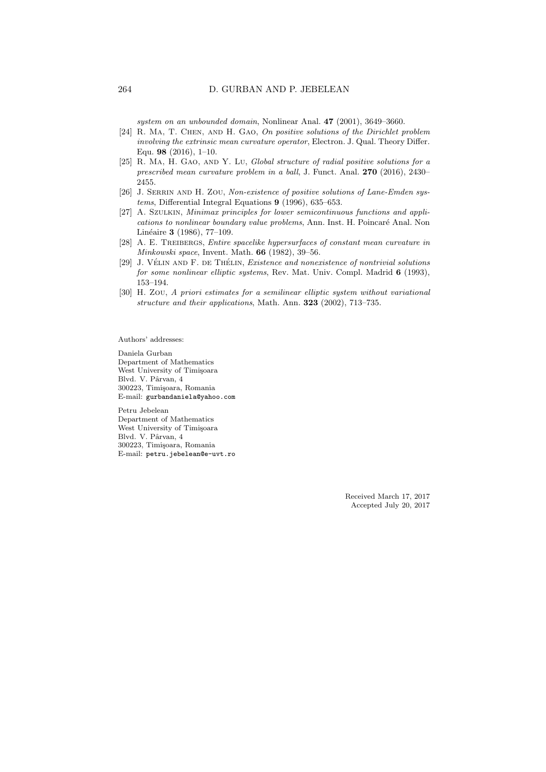*system on an unbounded domain*, Nonlinear Anal. **47** (2001), 3649–3660.

[24] R. Ma, T. Chen, and H. Gao, *On positive solutions of the Dirichlet problem involving the extrinsic mean curvature operator*, Electron. J. Qual. Theory Differ. Equ. **98** (2016), 1–10.

[25] R. Ma, H. Gao, and Y. Lu, *Global structure of radial positive solutions for a prescribed mean curvature problem in a ball*, J. Funct. Anal. **270** (2016), 2430–2455.

[26] J. Serrin and H. Zou, *Non-existence of positive solutions of Lane-Emden systems*, Differential Integral Equations **9** (1996), 635–653.

[27] A. Szulkin, *Minimax principles for lower semicontinuous functions and applications to nonlinear boundary value problems*, Ann. Inst. H. Poincaré Anal. Non Linéaire **3** (1986), 77–109.

[28] A. E. Treibergs, *Entire spacelike hypersurfaces of constant mean curvature in Minkowski space*, Invent. Math. **66** (1982), 39–56.

[29] J. Vélin and F. de Thélin, *Existence and nonexistence of nontrivial solutions for some nonlinear elliptic systems*, Rev. Mat. Univ. Compl. Madrid **6** (1993), 153–194.

[30] H. Zou, *A priori estimates for a semilinear elliptic system without variational structure and their applications*, Math. Ann. **323** (2002), 713–735.

Authors' addresses:

Daniela Gurban
Department of Mathematics
West University of Timişoara
Blvd. V. Pârvan, 4
300223, Timişoara, Romania
E-mail: gurbandaniela@yahoo.com

Petru Jebelean
Department of Mathematics
West University of Timişoara
Blvd. V. Pârvan, 4
300223, Timişoara, Romania
E-mail: petru.jebelean@e-uvt.ro

Received March 17, 2017
Accepted July 20, 2017